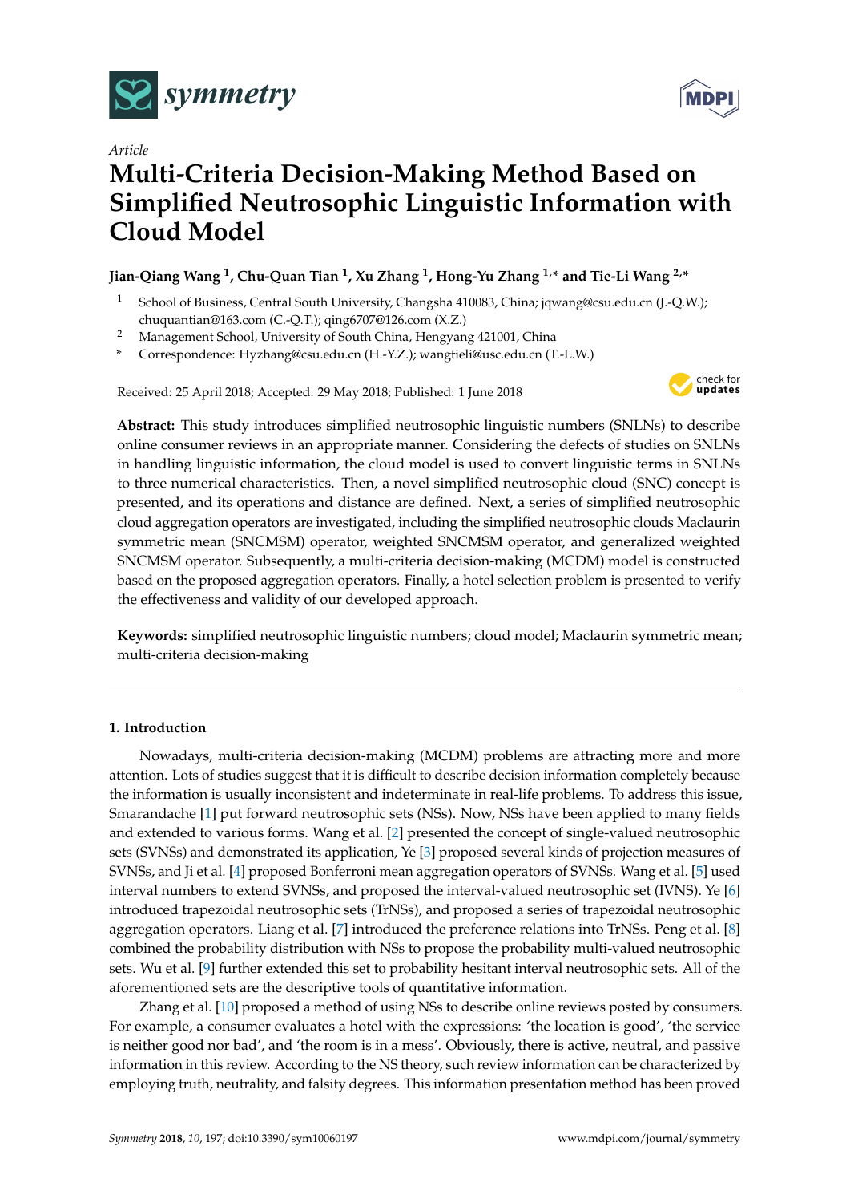*Article*

# Multi-Criteria Decision-Making Method Based on Simplified Neutrosophic Linguistic Information with Cloud Model

**Jian-Qiang Wang [1], Chu-Quan Tian [1], Xu Zhang [1], Hong-Yu Zhang [1,*] and Tie-Li Wang [2,*]**

[1] School of Business, Central South University, Changsha 410083, China; jqwang@csu.edu.cn (J.-Q.W.); chuquantian@163.com (C.-Q.T.); qing6707@126.com (X.Z.)

[2] Management School, University of South China, Hengyang 421001, China

\* Correspondence: Hyzhang@csu.edu.cn (H.-Y.Z.); wangtieli@usc.edu.cn (T.-L.W.)

Received: 25 April 2018; Accepted: 29 May 2018; Published: 1 June 2018

**Abstract:** This study introduces simplified neutrosophic linguistic numbers (SNLNs) to describe online consumer reviews in an appropriate manner. Considering the defects of studies on SNLNs in handling linguistic information, the cloud model is used to convert linguistic terms in SNLNs to three numerical characteristics. Then, a novel simplified neutrosophic cloud (SNC) concept is presented, and its operations and distance are defined. Next, a series of simplified neutrosophic cloud aggregation operators are investigated, including the simplified neutrosophic clouds Maclaurin symmetric mean (SNCMSM) operator, weighted SNCMSM operator, and generalized weighted SNCMSM operator. Subsequently, a multi-criteria decision-making (MCDM) model is constructed based on the proposed aggregation operators. Finally, a hotel selection problem is presented to verify the effectiveness and validity of our developed approach.

**Keywords:** simplified neutrosophic linguistic numbers; cloud model; Maclaurin symmetric mean; multi-criteria decision-making

## 1. Introduction

Nowadays, multi-criteria decision-making (MCDM) problems are attracting more and more attention. Lots of studies suggest that it is difficult to describe decision information completely because the information is usually inconsistent and indeterminate in real-life problems. To address this issue, Smarandache [1] put forward neutrosophic sets (NSs). Now, NSs have been applied to many fields and extended to various forms. Wang et al. [2] presented the concept of single-valued neutrosophic sets (SVNSs) and demonstrated its application, Ye [3] proposed several kinds of projection measures of SVNSs, and Ji et al. [4] proposed Bonferroni mean aggregation operators of SVNSs. Wang et al. [5] used interval numbers to extend SVNSs, and proposed the interval-valued neutrosophic set (IVNS). Ye [6] introduced trapezoidal neutrosophic sets (TrNSs), and proposed a series of trapezoidal neutrosophic aggregation operators. Liang et al. [7] introduced the preference relations into TrNSs. Peng et al. [8] combined the probability distribution with NSs to propose the probability multi-valued neutrosophic sets. Wu et al. [9] further extended this set to probability hesitant interval neutrosophic sets. All of the aforementioned sets are the descriptive tools of quantitative information.

Zhang et al. [10] proposed a method of using NSs to describe online reviews posted by consumers. For example, a consumer evaluates a hotel with the expressions: 'the location is good', 'the service is neither good nor bad', and 'the room is in a mess'. Obviously, there is active, neutral, and passive information in this review. According to the NS theory, such review information can be characterized by employing truth, neutrality, and falsity degrees. This information presentation method has been proved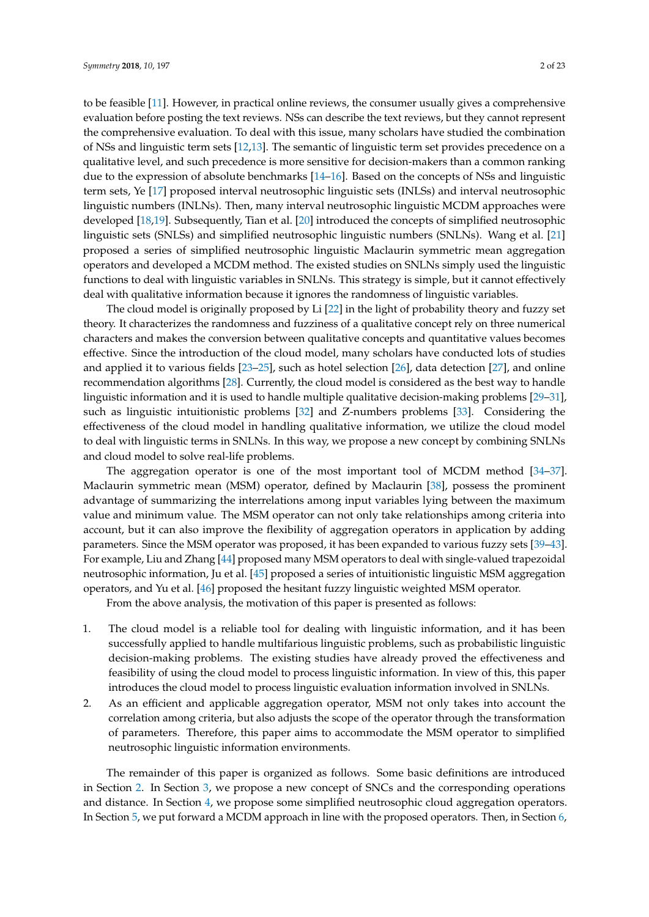to be feasible [11]. However, in practical online reviews, the consumer usually gives a comprehensive evaluation before posting the text reviews. NSs can describe the text reviews, but they cannot represent the comprehensive evaluation. To deal with this issue, many scholars have studied the combination of NSs and linguistic term sets [12,13]. The semantic of linguistic term set provides precedence on a qualitative level, and such precedence is more sensitive for decision-makers than a common ranking due to the expression of absolute benchmarks [14–16]. Based on the concepts of NSs and linguistic term sets, Ye [17] proposed interval neutrosophic linguistic sets (INLSs) and interval neutrosophic linguistic numbers (INLNs). Then, many interval neutrosophic linguistic MCDM approaches were developed [18,19]. Subsequently, Tian et al. [20] introduced the concepts of simplified neutrosophic linguistic sets (SNLSs) and simplified neutrosophic linguistic numbers (SNLNs). Wang et al. [21] proposed a series of simplified neutrosophic linguistic Maclaurin symmetric mean aggregation operators and developed a MCDM method. The existed studies on SNLNs simply used the linguistic functions to deal with linguistic variables in SNLNs. This strategy is simple, but it cannot effectively deal with qualitative information because it ignores the randomness of linguistic variables.

The cloud model is originally proposed by Li [22] in the light of probability theory and fuzzy set theory. It characterizes the randomness and fuzziness of a qualitative concept rely on three numerical characters and makes the conversion between qualitative concepts and quantitative values becomes effective. Since the introduction of the cloud model, many scholars have conducted lots of studies and applied it to various fields [23–25], such as hotel selection [26], data detection [27], and online recommendation algorithms [28]. Currently, the cloud model is considered as the best way to handle linguistic information and it is used to handle multiple qualitative decision-making problems [29–31], such as linguistic intuitionistic problems [32] and Z-numbers problems [33]. Considering the effectiveness of the cloud model in handling qualitative information, we utilize the cloud model to deal with linguistic terms in SNLNs. In this way, we propose a new concept by combining SNLNs and cloud model to solve real-life problems.

The aggregation operator is one of the most important tool of MCDM method [34–37]. Maclaurin symmetric mean (MSM) operator, defined by Maclaurin [38], possess the prominent advantage of summarizing the interrelations among input variables lying between the maximum value and minimum value. The MSM operator can not only take relationships among criteria into account, but it can also improve the flexibility of aggregation operators in application by adding parameters. Since the MSM operator was proposed, it has been expanded to various fuzzy sets [39–43]. For example, Liu and Zhang [44] proposed many MSM operators to deal with single-valued trapezoidal neutrosophic information, Ju et al. [45] proposed a series of intuitionistic linguistic MSM aggregation operators, and Yu et al. [46] proposed the hesitant fuzzy linguistic weighted MSM operator.

From the above analysis, the motivation of this paper is presented as follows:

1. The cloud model is a reliable tool for dealing with linguistic information, and it has been successfully applied to handle multifarious linguistic problems, such as probabilistic linguistic decision-making problems. The existing studies have already proved the effectiveness and feasibility of using the cloud model to process linguistic information. In view of this, this paper introduces the cloud model to process linguistic evaluation information involved in SNLNs.
2. As an efficient and applicable aggregation operator, MSM not only takes into account the correlation among criteria, but also adjusts the scope of the operator through the transformation of parameters. Therefore, this paper aims to accommodate the MSM operator to simplified neutrosophic linguistic information environments.

The remainder of this paper is organized as follows. Some basic definitions are introduced in Section 2. In Section 3, we propose a new concept of SNCs and the corresponding operations and distance. In Section 4, we propose some simplified neutrosophic cloud aggregation operators. In Section 5, we put forward a MCDM approach in line with the proposed operators. Then, in Section 6,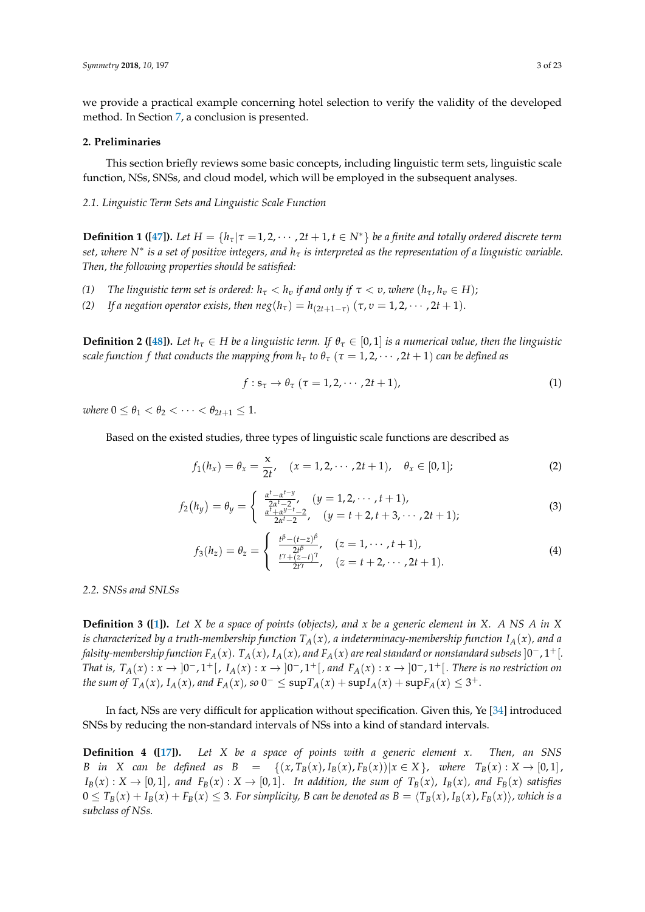we provide a practical example concerning hotel selection to verify the validity of the developed method. In Section 7, a conclusion is presented.

## 2. Preliminaries

This section briefly reviews some basic concepts, including linguistic term sets, linguistic scale function, NSs, SNSs, and cloud model, which will be employed in the subsequent analyses.

### 2.1. Linguistic Term Sets and Linguistic Scale Function

**Definition 1 ([47]).** *Let $H = \{h_\tau | \tau = 1, 2, \cdots, 2t+1, t \in N^*\}$ be a finite and totally ordered discrete term set, where $N^*$ is a set of positive integers, and $h_\tau$ is interpreted as the representation of a linguistic variable. Then, the following properties should be satisfied:*

*(1) The linguistic term set is ordered: $h_\tau < h_\upsilon$ if and only if $\tau < \upsilon$, where $(h_\tau, h_\upsilon \in H)$;*

*(2) If a negation operator exists, then $neg(h_\tau) = h_{(2t+1-\tau)}$ $(\tau, \upsilon = 1, 2, \cdots, 2t+1)$.*

**Definition 2 ([48]).** *Let $h_\tau \in H$ be a linguistic term. If $\theta_\tau \in [0,1]$ is a numerical value, then the linguistic scale function $f$ that conducts the mapping from $h_\tau$ to $\theta_\tau$ $(\tau = 1, 2, \cdots, 2t+1)$ can be defined as*

$$f : s_\tau \to \theta_\tau \ (\tau = 1, 2, \cdots, 2t+1), \tag{1}$$

*where $0 \le \theta_1 < \theta_2 < \cdots < \theta_{2t+1} \le 1$.*

Based on the existed studies, three types of linguistic scale functions are described as

$$f_1(h_x) = \theta_x = \frac{x}{2t}, \quad (x = 1, 2, \cdots, 2t+1), \quad \theta_x \in [0,1]; \tag{2}$$

$$f_2(h_y) = \theta_y = \begin{cases} \frac{\alpha^t - \alpha^{t-y}}{2\alpha^t - 2}, & (y = 1, 2, \cdots, t+1), \\ \frac{\alpha^t + \alpha^{y-t} - 2}{2\alpha^t - 2}, & (y = t+2, t+3, \cdots, 2t+1); \end{cases} \tag{3}$$

$$f_3(h_z) = \theta_z = \begin{cases} \frac{t^\beta - (t-z)^\beta}{2t^\beta}, & (z = 1, \cdots, t+1), \\ \frac{t^\gamma + (z-t)^\gamma}{2t^\gamma}, & (z = t+2, \cdots, 2t+1). \end{cases} \tag{4}$$

### 2.2. SNSs and SNLSs

**Definition 3 ([1]).** *Let $X$ be a space of points (objects), and $x$ be a generic element in $X$. A NS $A$ in $X$ is characterized by a truth-membership function $T_A(x)$, an indeterminacy-membership function $I_A(x)$, and a falsity-membership function $F_A(x)$. $T_A(x)$, $I_A(x)$, and $F_A(x)$ are real standard or nonstandard subsets $]0^-, 1^+[$. That is, $T_A(x) : x \to ]0^-, 1^+[$, $I_A(x) : x \to ]0^-, 1^+[$, and $F_A(x) : x \to ]0^-, 1^+[$. There is no restriction on the sum of $T_A(x)$, $I_A(x)$, and $F_A(x)$, so $0^- \le \sup T_A(x) + \sup I_A(x) + \sup F_A(x) \le 3^+$.*

In fact, NSs are very difficult for application without specification. Given this, Ye [34] introduced SNSs by reducing the non-standard intervals of NSs into a kind of standard intervals.

**Definition 4 ([17]).** *Let $X$ be a space of points with a generic element $x$. Then, an SNS $B$ in $X$ can be defined as $B = \{(x, T_B(x), I_B(x), F_B(x)) | x \in X\}$, where $T_B(x) : X \to [0,1]$, $I_B(x) : X \to [0,1]$, and $F_B(x) : X \to [0,1]$. In addition, the sum of $T_B(x)$, $I_B(x)$, and $F_B(x)$ satisfies $0 \le T_B(x) + I_B(x) + F_B(x) \le 3$. For simplicity, $B$ can be denoted as $B = \langle T_B(x), I_B(x), F_B(x) \rangle$, which is a subclass of NSs.*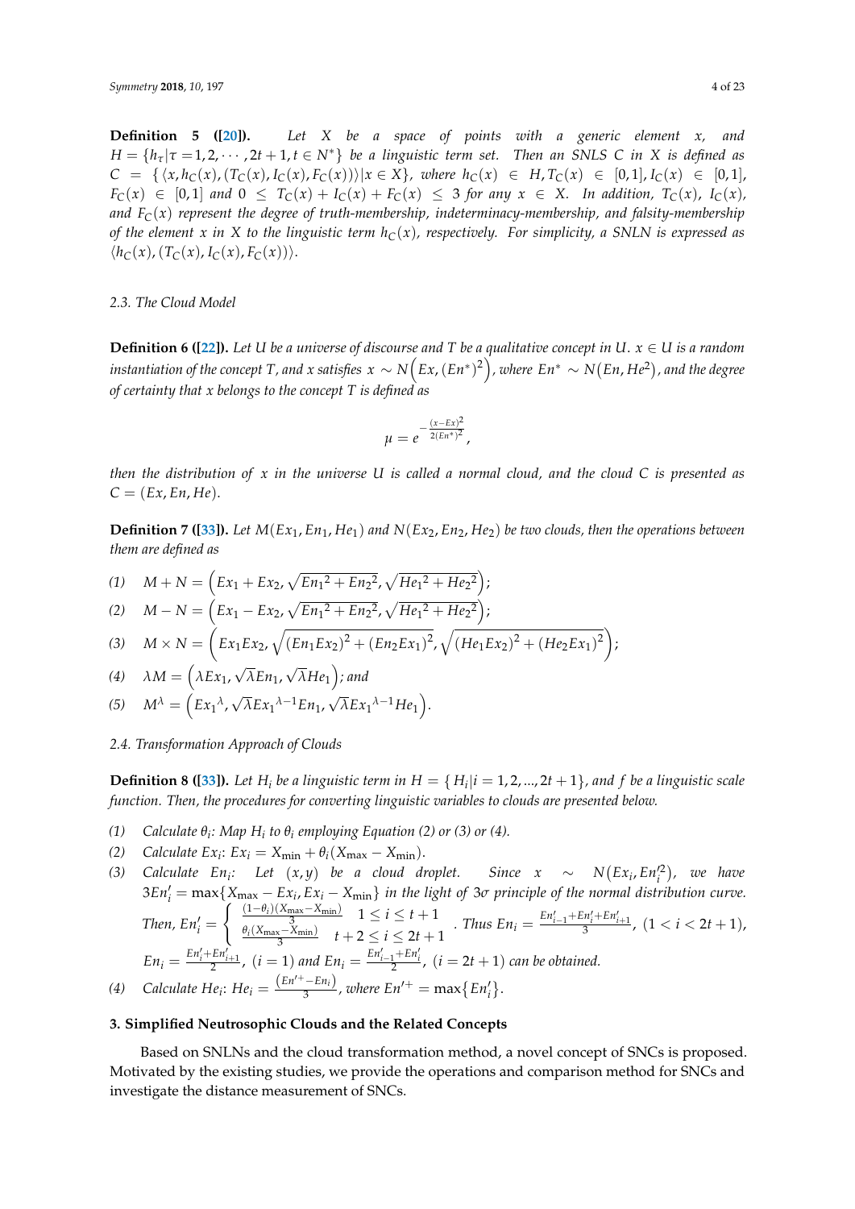**Definition 5 ([20]).** *Let $X$ be a space of points with a generic element $x$, and $H = \{h_\tau | \tau = 1, 2, \cdots, 2t+1, t \in N^*\}$ be a linguistic term set. Then an SNLS $C$ in $X$ is defined as $C = \{\langle x, h_C(x), (T_C(x), I_C(x), F_C(x))\rangle | x \in X\}$, where $h_C(x) \in H, T_C(x) \in [0,1], I_C(x) \in [0,1]$, $F_C(x) \in [0,1]$ and $0 \leq T_C(x) + I_C(x) + F_C(x) \leq 3$ for any $x \in X$. In addition, $T_C(x)$, $I_C(x)$, and $F_C(x)$ represent the degree of truth-membership, indeterminacy-membership, and falsity-membership of the element $x$ in $X$ to the linguistic term $h_C(x)$, respectively. For simplicity, a SNLN is expressed as $\langle h_C(x), (T_C(x), I_C(x), F_C(x))\rangle$.*

### 2.3. The Cloud Model

**Definition 6 ([22]).** *Let $U$ be a universe of discourse and $T$ be a qualitative concept in $U$. $x \in U$ is a random instantiation of the concept $T$, and $x$ satisfies $x \sim N\left(Ex, (En^*)^2\right)$, where $En^* \sim N\left(En, He^2\right)$, and the degree of certainty that $x$ belongs to the concept $T$ is defined as*

$$\mu = e^{-\frac{(x-Ex)^2}{2(En^*)^2}},$$

*then the distribution of $x$ in the universe $U$ is called a normal cloud, and the cloud $C$ is presented as $C = (Ex, En, He)$.*

**Definition 7 ([33]).** *Let $M(Ex_1, En_1, He_1)$ and $N(Ex_2, En_2, He_2)$ be two clouds, then the operations between them are defined as*

*(1)* $M + N = \left(Ex_1 + Ex_2, \sqrt{{En_1}^2 + {En_2}^2}, \sqrt{{He_1}^2 + {He_2}^2}\right)$;

*(2)* $M - N = \left(Ex_1 - Ex_2, \sqrt{{En_1}^2 + {En_2}^2}, \sqrt{{He_1}^2 + {He_2}^2}\right)$;

*(3)* $M \times N = \left(Ex_1 Ex_2, \sqrt{(En_1 Ex_2)^2 + (En_2 Ex_1)^2}, \sqrt{(He_1 Ex_2)^2 + (He_2 Ex_1)^2}\right)$;

*(4)* $\lambda M = \left(\lambda Ex_1, \sqrt{\lambda} En_1, \sqrt{\lambda} He_1\right)$; *and*

*(5)* $M^\lambda = \left({Ex_1}^\lambda, \sqrt{\lambda}{Ex_1}^{\lambda-1} En_1, \sqrt{\lambda}{Ex_1}^{\lambda-1} He_1\right)$.

### 2.4. Transformation Approach of Clouds

**Definition 8 ([33]).** *Let $H_i$ be a linguistic term in $H = \{H_i | i = 1, 2, ..., 2t+1\}$, and $f$ be a linguistic scale function. Then, the procedures for converting linguistic variables to clouds are presented below.*

*(1)* *Calculate $\theta_i$: Map $H_i$ to $\theta_i$ employing Equation (2) or (3) or (4).*

*(2)* *Calculate $Ex_i$: $Ex_i = X_{\max} + \theta_i(X_{\max} - X_{\min})$.*

*(3)* *Calculate $En_i$: Let $(x, y)$ be a cloud droplet. Since $x \sim N\left(Ex_i, En_i'^2\right)$, we have $3En_i' = \max\{X_{\max} - Ex_i, Ex_i - X_{\min}\}$ in the light of $3\sigma$ principle of the normal distribution curve. Then, $En_i' = \begin{cases} \frac{(1-\theta_i)(X_{\max} - X_{\min})}{3} & 1 \leq i \leq t+1 \\ \frac{\theta_i(X_{\max} - X_{\min})}{3} & t+2 \leq i \leq 2t+1 \end{cases}$. Thus $En_i = \frac{En_{i-1}' + En_i' + En_{i+1}'}{3}$, $(1 < i < 2t+1)$, $En_i = \frac{En_i' + En_{i+1}'}{2}$, $(i = 1)$ and $En_i = \frac{En_{i-1}' + En_i'}{2}$, $(i = 2t+1)$ can be obtained.*

*(4)* *Calculate $He_i$: $He_i = \frac{\left(En'^{+} - En_i\right)}{3}$, where $En'^{+} = \max\{En_i'\}$.*

## 3. Simplified Neutrosophic Clouds and the Related Concepts

Based on SNLNs and the cloud transformation method, a novel concept of SNCs is proposed. Motivated by the existing studies, we provide the operations and comparison method for SNCs and investigate the distance measurement of SNCs.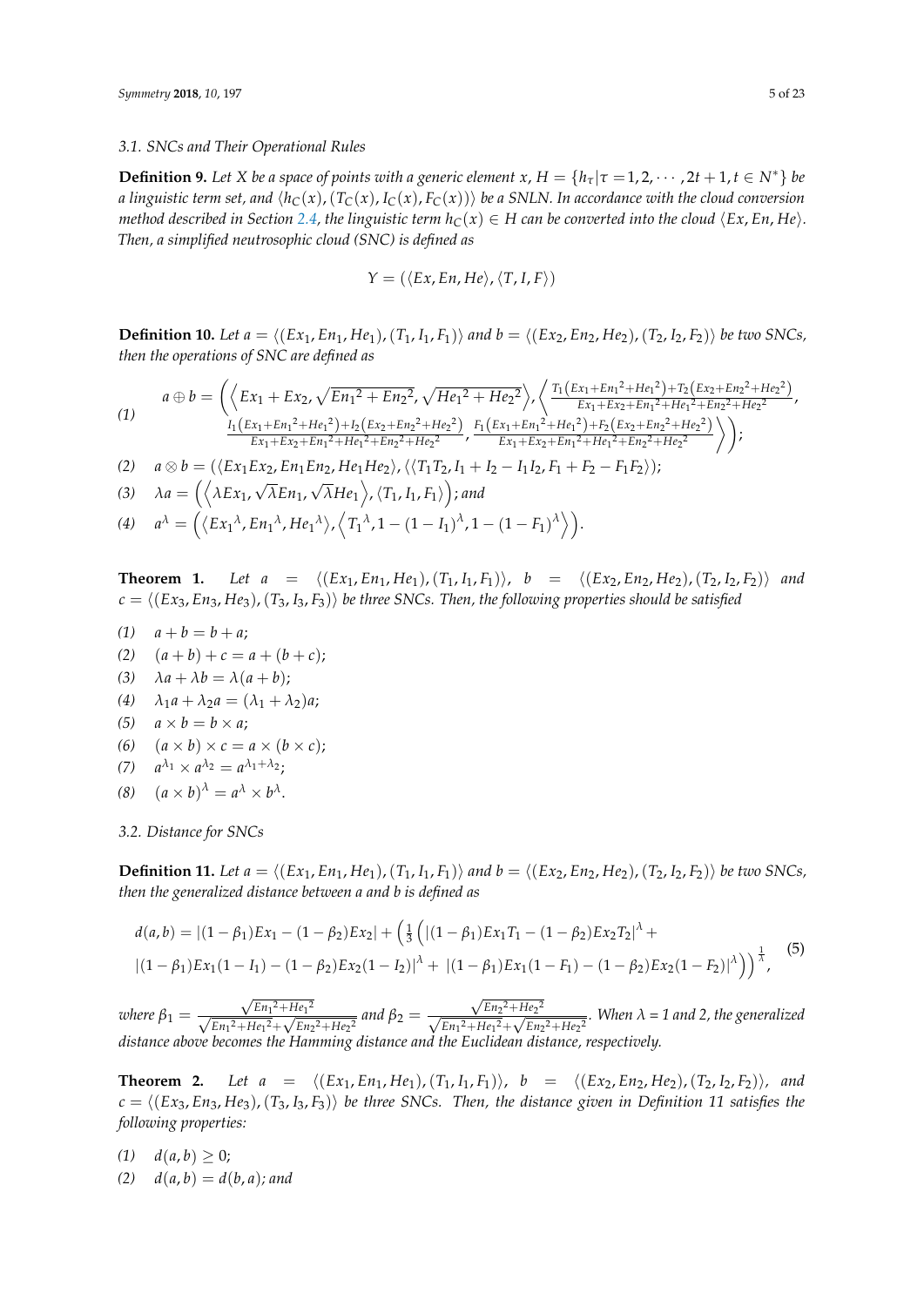### 3.1. SNCs and Their Operational Rules

**Definition 9.** *Let $X$ be a space of points with a generic element $x$, $H = \{h_\tau | \tau = 1, 2, \cdots, 2t+1, t \in N^*\}$ be a linguistic term set, and $\langle h_C(x), (T_C(x), I_C(x), F_C(x)) \rangle$ be a SNLN. In accordance with the cloud conversion method described in Section 2.4, the linguistic term $h_C(x) \in H$ can be converted into the cloud $\langle Ex, En, He \rangle$. Then, a simplified neutrosophic cloud (SNC) is defined as*

$$Y = (\langle Ex, En, He \rangle, \langle T, I, F \rangle)$$

**Definition 10.** *Let $a = \langle (Ex_1, En_1, He_1), (T_1, I_1, F_1) \rangle$ and $b = \langle (Ex_2, En_2, He_2), (T_2, I_2, F_2) \rangle$ be two SNCs, then the operations of SNC are defined as*

(1) $$a \oplus b = \left( \left\langle Ex_1 + Ex_2, \sqrt{En_1^2 + En_2^2}, \sqrt{He_1^2 + He_2^2} \right\rangle, \left\langle \frac{T_1(Ex_1 + En_1^2 + He_1^2) + T_2(Ex_2 + En_2^2 + He_2^2)}{Ex_1 + Ex_2 + En_1^2 + He_1^2 + En_2^2 + He_2^2}, \frac{I_1(Ex_1 + En_1^2 + He_1^2) + I_2(Ex_2 + En_2^2 + He_2^2)}{Ex_1 + Ex_2 + En_1^2 + He_1^2 + En_2^2 + He_2^2}, \frac{F_1(Ex_1 + En_1^2 + He_1^2) + F_2(Ex_2 + En_2^2 + He_2^2)}{Ex_1 + Ex_2 + En_1^2 + He_1^2 + En_2^2 + He_2^2} \right\rangle \right);$$

(2) $a \otimes b = (\langle Ex_1 Ex_2, En_1 En_2, He_1 He_2 \rangle, \langle \langle T_1 T_2, I_1 + I_2 - I_1 I_2, F_1 + F_2 - F_1 F_2 \rangle);$

(3) $\lambda a = \left( \left\langle \lambda Ex_1, \sqrt{\lambda} En_1, \sqrt{\lambda} He_1 \right\rangle, \langle T_1, I_1, F_1 \rangle \right)$; and

(4) $a^\lambda = \left( \langle Ex_1^\lambda, En_1^\lambda, He_1^\lambda \rangle, \left\langle T_1^\lambda, 1 - (1 - I_1)^\lambda, 1 - (1 - F_1)^\lambda \right\rangle \right).$

**Theorem 1.** *Let $a = \langle (Ex_1, En_1, He_1), (T_1, I_1, F_1) \rangle$, $b = \langle (Ex_2, En_2, He_2), (T_2, I_2, F_2) \rangle$ and $c = \langle (Ex_3, En_3, He_3), (T_3, I_3, F_3) \rangle$ be three SNCs. Then, the following properties should be satisfied*

(1) $a + b = b + a$;
(2) $(a + b) + c = a + (b + c)$;
(3) $\lambda a + \lambda b = \lambda(a + b)$;
(4) $\lambda_1 a + \lambda_2 a = (\lambda_1 + \lambda_2) a$;
(5) $a \times b = b \times a$;
(6) $(a \times b) \times c = a \times (b \times c)$;
(7) $a^{\lambda_1} \times a^{\lambda_2} = a^{\lambda_1 + \lambda_2}$;
(8) $(a \times b)^\lambda = a^\lambda \times b^\lambda$.

### 3.2. Distance for SNCs

**Definition 11.** *Let $a = \langle (Ex_1, En_1, He_1), (T_1, I_1, F_1) \rangle$ and $b = \langle (Ex_2, En_2, He_2), (T_2, I_2, F_2) \rangle$ be two SNCs, then the generalized distance between $a$ and $b$ is defined as*

$$d(a,b) = |(1-\beta_1)Ex_1 - (1-\beta_2)Ex_2| + \left( \frac{1}{3} \left( |(1-\beta_1)Ex_1 T_1 - (1-\beta_2)Ex_2 T_2|^\lambda + |(1-\beta_1)Ex_1(1-I_1) - (1-\beta_2)Ex_2(1-I_2)|^\lambda + |(1-\beta_1)Ex_1(1-F_1) - (1-\beta_2)Ex_2(1-F_2)|^\lambda \right) \right)^{\frac{1}{\lambda}}, \tag{5}$$

*where $\beta_1 = \frac{\sqrt{En_1^2 + He_1^2}}{\sqrt{En_1^2 + He_1^2} + \sqrt{En_2^2 + He_2^2}}$ and $\beta_2 = \frac{\sqrt{En_2^2 + He_2^2}}{\sqrt{En_1^2 + He_1^2} + \sqrt{En_2^2 + He_2^2}}$. When $\lambda$ = 1 and 2, the generalized distance above becomes the Hamming distance and the Euclidean distance, respectively.*

**Theorem 2.** *Let $a = \langle (Ex_1, En_1, He_1), (T_1, I_1, F_1) \rangle$, $b = \langle (Ex_2, En_2, He_2), (T_2, I_2, F_2) \rangle$, and $c = \langle (Ex_3, En_3, He_3), (T_3, I_3, F_3) \rangle$ be three SNCs. Then, the distance given in Definition 11 satisfies the following properties:*

(1) $d(a, b) \geq 0$;
(2) $d(a, b) = d(b, a)$; and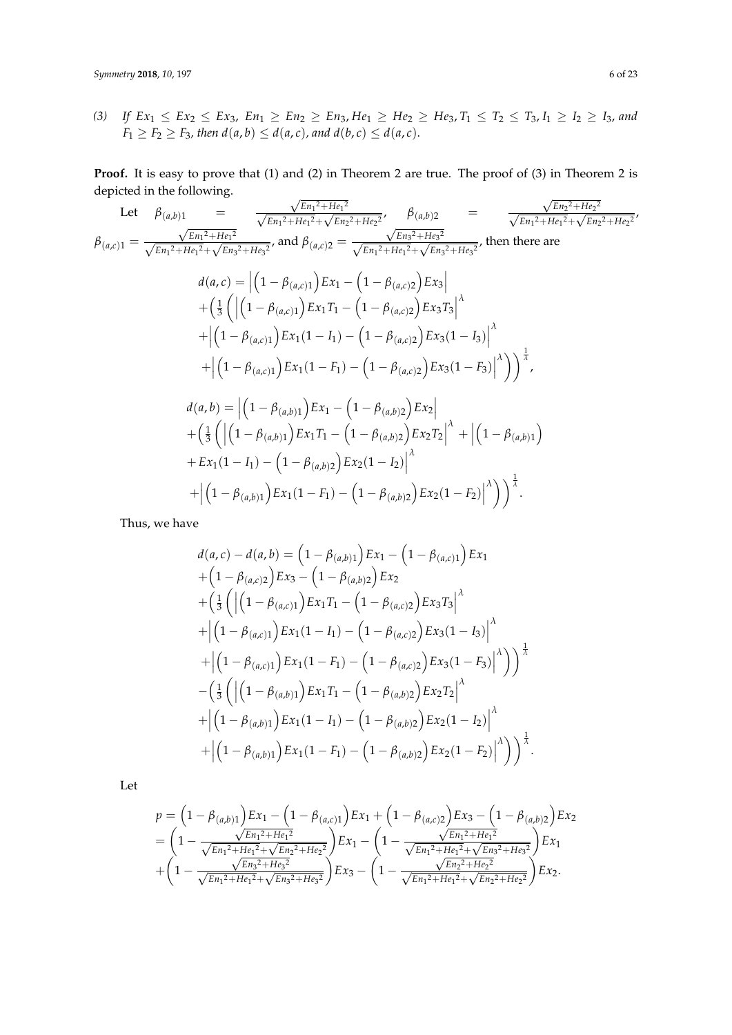*(3)* *If* $Ex_1 \le Ex_2 \le Ex_3$*,* $En_1 \ge En_2 \ge En_3, He_1 \ge He_2 \ge He_3, T_1 \le T_2 \le T_3, I_1 \ge I_2 \ge I_3$*, and* $F_1 \ge F_2 \ge F_3$*, then* $d(a,b) \le d(a,c)$*, and* $d(b,c) \le d(a,c)$*.*

**Proof.** It is easy to prove that (1) and (2) in Theorem 2 are true. The proof of (3) in Theorem 2 is depicted in the following.

Let $\beta_{(a,b)1} = \frac{\sqrt{En_1{}^2+He_1{}^2}}{\sqrt{En_1{}^2+He_1{}^2}+\sqrt{En_2{}^2+He_2{}^2}}$, $\beta_{(a,b)2} = \frac{\sqrt{En_2{}^2+He_2{}^2}}{\sqrt{En_1{}^2+He_1{}^2}+\sqrt{En_2{}^2+He_2{}^2}}$, $\beta_{(a,c)1} = \frac{\sqrt{En_1{}^2+He_1{}^2}}{\sqrt{En_1{}^2+He_1{}^2}+\sqrt{En_3{}^2+He_3{}^2}}$, and $\beta_{(a,c)2} = \frac{\sqrt{En_3{}^2+He_3{}^2}}{\sqrt{En_1{}^2+He_1{}^2}+\sqrt{En_3{}^2+He_3{}^2}}$, then there are

$$
\begin{aligned}
d(a,c) &= \left|\left(1-\beta_{(a,c)1}\right)Ex_1 - \left(1-\beta_{(a,c)2}\right)Ex_3\right| \\
&+\Big(\tfrac{1}{3}\Big(\left|\left(1-\beta_{(a,c)1}\right)Ex_1T_1 - \left(1-\beta_{(a,c)2}\right)Ex_3T_3\right|^{\lambda} \\
&+\left|\left(1-\beta_{(a,c)1}\right)Ex_1(1-I_1) - \left(1-\beta_{(a,c)2}\right)Ex_3(1-I_3)\right|^{\lambda} \\
&+\left|\left(1-\beta_{(a,c)1}\right)Ex_1(1-F_1) - \left(1-\beta_{(a,c)2}\right)Ex_3(1-F_3)\right|^{\lambda}\Big)\Big)^{\frac{1}{\lambda}},
\end{aligned}
$$

$$
\begin{aligned}
d(a,b) &= \left|\left(1-\beta_{(a,b)1}\right)Ex_1 - \left(1-\beta_{(a,b)2}\right)Ex_2\right| \\
&+\Big(\tfrac{1}{3}\Big(\left|\left(1-\beta_{(a,b)1}\right)Ex_1T_1 - \left(1-\beta_{(a,b)2}\right)Ex_2T_2\right|^{\lambda} + \Big|\left(1-\beta_{(a,b)1}\right) \\
&+Ex_1(1-I_1) - \left(1-\beta_{(a,b)2}\right)Ex_2(1-I_2)\Big|^{\lambda} \\
&+\left|\left(1-\beta_{(a,b)1}\right)Ex_1(1-F_1) - \left(1-\beta_{(a,b)2}\right)Ex_2(1-F_2)\right|^{\lambda}\Big)\Big)^{\frac{1}{\lambda}}.
\end{aligned}
$$

Thus, we have

$$
\begin{aligned}
d(a,c)-d(a,b) &= \left(1-\beta_{(a,b)1}\right)Ex_1 - \left(1-\beta_{(a,c)1}\right)Ex_1 \\
&+\left(1-\beta_{(a,c)2}\right)Ex_3 - \left(1-\beta_{(a,b)2}\right)Ex_2 \\
&+\Big(\tfrac{1}{3}\Big(\left|\left(1-\beta_{(a,c)1}\right)Ex_1T_1 - \left(1-\beta_{(a,c)2}\right)Ex_3T_3\right|^{\lambda} \\
&+\left|\left(1-\beta_{(a,c)1}\right)Ex_1(1-I_1) - \left(1-\beta_{(a,c)2}\right)Ex_3(1-I_3)\right|^{\lambda} \\
&+\left|\left(1-\beta_{(a,c)1}\right)Ex_1(1-F_1) - \left(1-\beta_{(a,c)2}\right)Ex_3(1-F_3)\right|^{\lambda}\Big)\Big)^{\frac{1}{\lambda}} \\
&-\Big(\tfrac{1}{3}\Big(\left|\left(1-\beta_{(a,b)1}\right)Ex_1T_1 - \left(1-\beta_{(a,b)2}\right)Ex_2T_2\right|^{\lambda} \\
&+\left|\left(1-\beta_{(a,b)1}\right)Ex_1(1-I_1) - \left(1-\beta_{(a,b)2}\right)Ex_2(1-I_2)\right|^{\lambda} \\
&+\left|\left(1-\beta_{(a,b)1}\right)Ex_1(1-F_1) - \left(1-\beta_{(a,b)2}\right)Ex_2(1-F_2)\right|^{\lambda}\Big)\Big)^{\frac{1}{\lambda}}.
\end{aligned}
$$

Let

$$
\begin{aligned}
p &= \left(1-\beta_{(a,b)1}\right)Ex_1 - \left(1-\beta_{(a,c)1}\right)Ex_1 + \left(1-\beta_{(a,c)2}\right)Ex_3 - \left(1-\beta_{(a,b)2}\right)Ex_2 \\
&= \left(1-\frac{\sqrt{En_1{}^2+He_1{}^2}}{\sqrt{En_1{}^2+He_1{}^2}+\sqrt{En_2{}^2+He_2{}^2}}\right)Ex_1 - \left(1-\frac{\sqrt{En_1{}^2+He_1{}^2}}{\sqrt{En_1{}^2+He_1{}^2}+\sqrt{En_3{}^2+He_3{}^2}}\right)Ex_1 \\
&+\left(1-\frac{\sqrt{En_3{}^2+He_3{}^2}}{\sqrt{En_1{}^2+He_1{}^2}+\sqrt{En_3{}^2+He_3{}^2}}\right)Ex_3 - \left(1-\frac{\sqrt{En_2{}^2+He_2{}^2}}{\sqrt{En_1{}^2+He_1{}^2}+\sqrt{En_2{}^2+He_2{}^2}}\right)Ex_2.
\end{aligned}
$$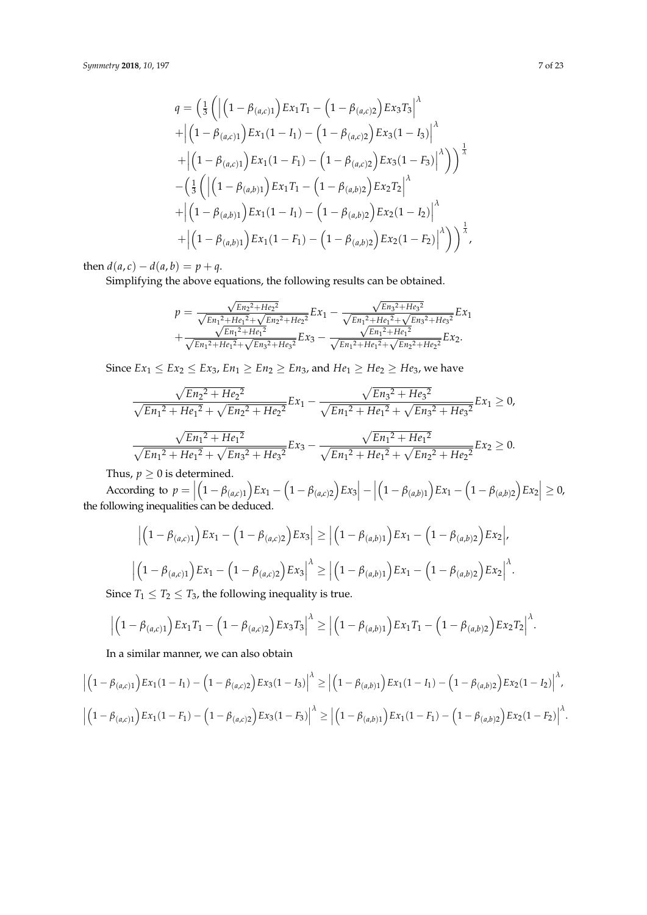$$
\begin{aligned}
q = & \left(\frac{1}{3}\left(\left|\left(1-\beta_{(a,c)1}\right)Ex_1T_1 - \left(1-\beta_{(a,c)2}\right)Ex_3T_3\right|^{\lambda}\right.\right. \\
& + \left|\left(1-\beta_{(a,c)1}\right)Ex_1(1-I_1) - \left(1-\beta_{(a,c)2}\right)Ex_3(1-I_3)\right|^{\lambda} \\
& \left.\left. + \left|\left(1-\beta_{(a,c)1}\right)Ex_1(1-F_1) - \left(1-\beta_{(a,c)2}\right)Ex_3(1-F_3)\right|^{\lambda}\right)\right)^{\frac{1}{\lambda}} \\
& - \left(\frac{1}{3}\left(\left|\left(1-\beta_{(a,b)1}\right)Ex_1T_1 - \left(1-\beta_{(a,b)2}\right)Ex_2T_2\right|^{\lambda}\right.\right. \\
& + \left|\left(1-\beta_{(a,b)1}\right)Ex_1(1-I_1) - \left(1-\beta_{(a,b)2}\right)Ex_2(1-I_2)\right|^{\lambda} \\
& \left.\left. + \left|\left(1-\beta_{(a,b)1}\right)Ex_1(1-F_1) - \left(1-\beta_{(a,b)2}\right)Ex_2(1-F_2)\right|^{\lambda}\right)\right)^{\frac{1}{\lambda}},
\end{aligned}
$$

then $d(a,c) - d(a,b) = p + q$.

Simplifying the above equations, the following results can be obtained.

$$
\begin{aligned}
p = & \frac{\sqrt{En_2{}^2+He_2{}^2}}{\sqrt{En_1{}^2+He_1{}^2}+\sqrt{En_2{}^2+He_2{}^2}}Ex_1 - \frac{\sqrt{En_3{}^2+He_3{}^2}}{\sqrt{En_1{}^2+He_1{}^2}+\sqrt{En_3{}^2+He_3{}^2}}Ex_1 \\
& + \frac{\sqrt{En_1{}^2+He_1{}^2}}{\sqrt{En_1{}^2+He_1{}^2}+\sqrt{En_3{}^2+He_3{}^2}}Ex_3 - \frac{\sqrt{En_1{}^2+He_1{}^2}}{\sqrt{En_1{}^2+He_1{}^2}+\sqrt{En_2{}^2+He_2{}^2}}Ex_2.
\end{aligned}
$$

Since $Ex_1 \leq Ex_2 \leq Ex_3$, $En_1 \geq En_2 \geq En_3$, and $He_1 \geq He_2 \geq He_3$, we have

$$
\frac{\sqrt{En_2{}^2+He_2{}^2}}{\sqrt{En_1{}^2+He_1{}^2}+\sqrt{En_2{}^2+He_2{}^2}}Ex_1 - \frac{\sqrt{En_3{}^2+He_3{}^2}}{\sqrt{En_1{}^2+He_1{}^2}+\sqrt{En_3{}^2+He_3{}^2}}Ex_1 \geq 0,
$$

$$
\frac{\sqrt{En_1{}^2+He_1{}^2}}{\sqrt{En_1{}^2+He_1{}^2}+\sqrt{En_3{}^2+He_3{}^2}}Ex_3 - \frac{\sqrt{En_1{}^2+He_1{}^2}}{\sqrt{En_1{}^2+He_1{}^2}+\sqrt{En_2{}^2+He_2{}^2}}Ex_2 \geq 0.
$$

Thus, $p \geq 0$ is determined.

According to $p = \left|\left(1-\beta_{(a,c)1}\right)Ex_1 - \left(1-\beta_{(a,c)2}\right)Ex_3\right| - \left|\left(1-\beta_{(a,b)1}\right)Ex_1 - \left(1-\beta_{(a,b)2}\right)Ex_2\right| \geq 0$, the following inequalities can be deduced.

$$
\left|\left(1-\beta_{(a,c)1}\right)Ex_1 - \left(1-\beta_{(a,c)2}\right)Ex_3\right| \geq \left|\left(1-\beta_{(a,b)1}\right)Ex_1 - \left(1-\beta_{(a,b)2}\right)Ex_2\right|,
$$

$$
\left|\left(1-\beta_{(a,c)1}\right)Ex_1 - \left(1-\beta_{(a,c)2}\right)Ex_3\right|^{\lambda} \geq \left|\left(1-\beta_{(a,b)1}\right)Ex_1 - \left(1-\beta_{(a,b)2}\right)Ex_2\right|^{\lambda}.
$$

Since $T_1 \leq T_2 \leq T_3$, the following inequality is true.

$$
\left|\left(1-\beta_{(a,c)1}\right)Ex_1T_1 - \left(1-\beta_{(a,c)2}\right)Ex_3T_3\right|^{\lambda} \geq \left|\left(1-\beta_{(a,b)1}\right)Ex_1T_1 - \left(1-\beta_{(a,b)2}\right)Ex_2T_2\right|^{\lambda}.
$$

In a similar manner, we can also obtain

$$
\left|\left(1-\beta_{(a,c)1}\right)Ex_1(1-I_1) - \left(1-\beta_{(a,c)2}\right)Ex_3(1-I_3)\right|^{\lambda} \geq \left|\left(1-\beta_{(a,b)1}\right)Ex_1(1-I_1) - \left(1-\beta_{(a,b)2}\right)Ex_2(1-I_2)\right|^{\lambda},
$$

$$
\left|\left(1-\beta_{(a,c)1}\right)Ex_1(1-F_1) - \left(1-\beta_{(a,c)2}\right)Ex_3(1-F_3)\right|^{\lambda} \geq \left|\left(1-\beta_{(a,b)1}\right)Ex_1(1-F_1) - \left(1-\beta_{(a,b)2}\right)Ex_2(1-F_2)\right|^{\lambda}.
$$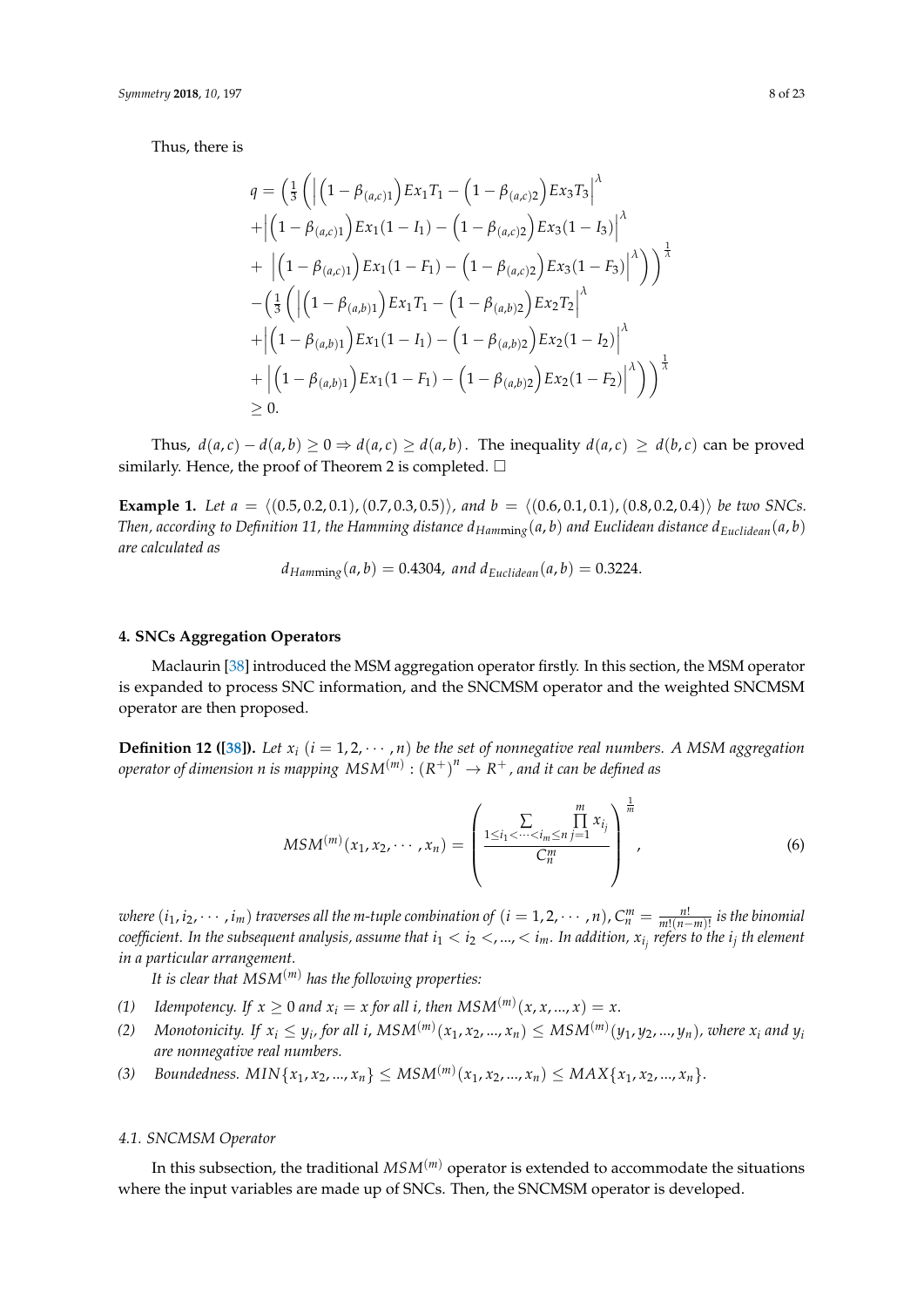Thus, there is

$$
\begin{aligned}
q = & \left(\frac{1}{3}\left(\left|\left(1-\beta_{(a,c)1}\right)Ex_1T_1 - \left(1-\beta_{(a,c)2}\right)Ex_3T_3\right|^{\lambda}\right.\right. \\
& + \left|\left(1-\beta_{(a,c)1}\right)Ex_1(1-I_1) - \left(1-\beta_{(a,c)2}\right)Ex_3(1-I_3)\right|^{\lambda} \\
& \left.\left. + \left|\left(1-\beta_{(a,c)1}\right)Ex_1(1-F_1) - \left(1-\beta_{(a,c)2}\right)Ex_3(1-F_3)\right|^{\lambda}\right)\right)^{\frac{1}{\lambda}} \\
& - \left(\frac{1}{3}\left(\left|\left(1-\beta_{(a,b)1}\right)Ex_1T_1 - \left(1-\beta_{(a,b)2}\right)Ex_2T_2\right|^{\lambda}\right.\right. \\
& + \left|\left(1-\beta_{(a,b)1}\right)Ex_1(1-I_1) - \left(1-\beta_{(a,b)2}\right)Ex_2(1-I_2)\right|^{\lambda} \\
& \left.\left. + \left|\left(1-\beta_{(a,b)1}\right)Ex_1(1-F_1) - \left(1-\beta_{(a,b)2}\right)Ex_2(1-F_2)\right|^{\lambda}\right)\right)^{\frac{1}{\lambda}} \\
\geq & \ 0.
\end{aligned}
$$

Thus, $d(a,c) - d(a,b) \geq 0 \Rightarrow d(a,c) \geq d(a,b)$. The inequality $d(a,c) \geq d(b,c)$ can be proved similarly. Hence, the proof of Theorem 2 is completed. □

**Example 1.** *Let $a = \langle(0.5, 0.2, 0.1), (0.7, 0.3, 0.5)\rangle$, and $b = \langle(0.6, 0.1, 0.1), (0.8, 0.2, 0.4)\rangle$ be two SNCs. Then, according to Definition 11, the Hamming distance $d_{Hamming}(a,b)$ and Euclidean distance $d_{Euclidean}(a,b)$ are calculated as*

$$d_{Hamming}(a,b) = 0.4304, \text{ and } d_{Euclidean}(a,b) = 0.3224.$$

## 4. SNCs Aggregation Operators

Maclaurin [38] introduced the MSM aggregation operator firstly. In this section, the MSM operator is expanded to process SNC information, and the SNCMSM operator and the weighted SNCMSM operator are then proposed.

**Definition 12 ([38]).** *Let $x_i$ $(i = 1, 2, \cdots, n)$ be the set of nonnegative real numbers. A MSM aggregation operator of dimension n is mapping $MSM^{(m)} : (R^+)^n \to R^+$, and it can be defined as*

$$MSM^{(m)}(x_1, x_2, \cdots, x_n) = \left(\frac{\sum\limits_{1 \leq i_1 < \cdots < i_m \leq n} \prod\limits_{j=1}^{m} x_{i_j}}{C_n^m}\right)^{\frac{1}{m}}, \tag{6}$$

*where $(i_1, i_2, \cdots, i_m)$ traverses all the m-tuple combination of $(i = 1, 2, \cdots, n)$, $C_n^m = \frac{n!}{m!(n-m)!}$ is the binomial coefficient. In the subsequent analysis, assume that $i_1 < i_2 <, ..., < i_m$. In addition, $x_{i_j}$ refers to the $i_j$ th element in a particular arrangement.*

*It is clear that $MSM^{(m)}$ has the following properties:*

1. *Idempotency. If $x \geq 0$ and $x_i = x$ for all i, then $MSM^{(m)}(x, x, ..., x) = x$.*
2. *Monotonicity. If $x_i \leq y_i$, for all i, $MSM^{(m)}(x_1, x_2, ..., x_n) \leq MSM^{(m)}(y_1, y_2, ..., y_n)$, where $x_i$ and $y_i$ are nonnegative real numbers.*
3. *Boundedness. $MIN\{x_1, x_2, ..., x_n\} \leq MSM^{(m)}(x_1, x_2, ..., x_n) \leq MAX\{x_1, x_2, ..., x_n\}$.*

### 4.1. SNCMSM Operator

In this subsection, the traditional $MSM^{(m)}$ operator is extended to accommodate the situations where the input variables are made up of SNCs. Then, the SNCMSM operator is developed.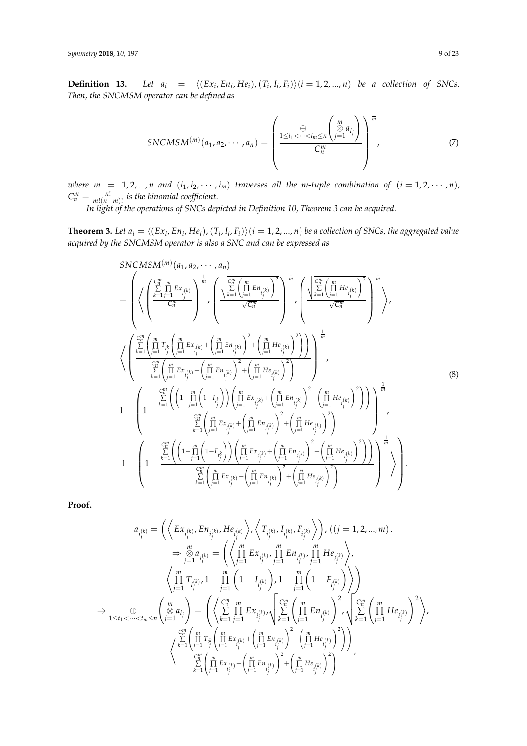**Definition 13.** *Let $a_i = \langle (Ex_i, En_i, He_i), (T_i, I_i, F_i) \rangle (i = 1, 2, ..., n)$ be a collection of SNCs. Then, the SNCMSM operator can be defined as*

$$
SNCMSM^{(m)}(a_1, a_2, \cdots, a_n) = \left( \frac{\underset{1 \le i_1 < \cdots < i_m \le n}{\oplus} \left( \overset{m}{\underset{j=1}{\otimes}} a_{i_j} \right)}{C_n^m} \right)^{\frac{1}{m}}, \tag{7}
$$

*where $m = 1, 2, ..., n$ and $(i_1, i_2, \cdots, i_m)$ traverses all the m-tuple combination of $(i = 1, 2, \cdots, n)$, $C_n^m = \frac{n!}{m!(n-m)!}$ is the binomial coefficient.*

*In light of the operations of SNCs depicted in Definition 10, Theorem 3 can be acquired.*

**Theorem 3.** *Let $a_i = \langle (Ex_i, En_i, He_i), (T_i, I_i, F_i) \rangle (i = 1, 2, ..., n)$ be a collection of SNCs, the aggregated value acquired by the SNCMSM operator is also a SNC and can be expressed as*

$$
\begin{aligned}
&SNCMSM^{(m)}(a_1, a_2, \cdots, a_n) \\
&= \left( \left\langle \left( \frac{\sum_{k=1}^{C_n^m} \prod_{j=1}^{m} Ex_{i_j^{(k)}}}{C_n^m} \right)^{\frac{1}{m}}, \left( \frac{\sqrt{\sum_{k=1}^{C_n^m} \left( \prod_{j=1}^{m} En_{i_j^{(k)}} \right)^2}}{\sqrt{C_n^m}} \right)^{\frac{1}{m}}, \left( \frac{\sqrt{\sum_{k=1}^{C_n^m} \left( \prod_{j=1}^{m} He_{i_j^{(k)}} \right)^2}}{\sqrt{C_n^m}} \right)^{\frac{1}{m}} \right\rangle, \right. \\
&\left\langle \left( \frac{\sum_{k=1}^{C_n^m} \left( \prod_{j=1}^{m} T_{i_j^k} \left( \prod_{j=1}^{m} Ex_{i_j^{(k)}} + \left( \prod_{j=1}^{m} En_{i_j^{(k)}} \right)^2 + \left( \prod_{j=1}^{m} He_{i_j^{(k)}} \right)^2 \right) \right)}{\sum_{k=1}^{C_n^m} \left( \prod_{j=1}^{m} Ex_{i_j^{(k)}} + \left( \prod_{j=1}^{m} En_{i_j^{(k)}} \right)^2 + \left( \prod_{j=1}^{m} He_{i_j^{(k)}} \right)^2 \right)} \right)^{\frac{1}{m}}, \right. \\
&1 - \left( 1 - \frac{\sum_{k=1}^{C_n^m} \left( \left( 1 - \prod_{j=1}^{m} \left( 1 - I_{i_j^k} \right) \right) \left( \prod_{j=1}^{m} Ex_{i_j^{(k)}} + \left( \prod_{j=1}^{m} En_{i_j^{(k)}} \right)^2 + \left( \prod_{j=1}^{m} He_{i_j^{(k)}} \right)^2 \right) \right)}{\sum_{k=1}^{C_n^m} \left( \prod_{j=1}^{m} Ex_{i_j^{(k)}} + \left( \prod_{j=1}^{m} En_{i_j^{(k)}} \right)^2 + \left( \prod_{j=1}^{m} He_{i_j^{(k)}} \right)^2 \right)} \right)^{\frac{1}{m}}, \\
&\left. \left. 1 - \left( 1 - \frac{\sum_{k=1}^{C_n^m} \left( \left( 1 - \prod_{j=1}^{m} \left( 1 - F_{i_j^k} \right) \right) \left( \prod_{j=1}^{m} Ex_{i_j^{(k)}} + \left( \prod_{j=1}^{m} En_{i_j^{(k)}} \right)^2 + \left( \prod_{j=1}^{m} He_{i_j^{(k)}} \right)^2 \right) \right)}{\sum_{k=1}^{C_n^m} \left( \prod_{j=1}^{m} Ex_{i_j^{(k)}} + \left( \prod_{j=1}^{m} En_{i_j^{(k)}} \right)^2 + \left( \prod_{j=1}^{m} He_{i_j^{(k)}} \right)^2 \right)} \right)^{\frac{1}{m}} \right\rangle \right).
\end{aligned} \tag{8}
$$

**Proof.**

$$
\begin{aligned}
&a_{i_j^{(k)}} = \left( \left\langle Ex_{i_j^{(k)}}, En_{i_j^{(k)}}, He_{i_j^{(k)}} \right\rangle, \left\langle T_{i_j^{(k)}}, I_{i_j^{(k)}}, F_{i_j^{(k)}} \right\rangle \right), ((j = 1, 2, ..., m). \\
&\Rightarrow \overset{m}{\underset{j=1}{\otimes}} a_{i_j^{(k)}} = \left( \left\langle \prod_{j=1}^{m} Ex_{i_j^{(k)}}, \prod_{j=1}^{m} En_{i_j^{(k)}}, \prod_{j=1}^{m} He_{i_j^{(k)}} \right\rangle, \right. \\
&\left. \left\langle \prod_{j=1}^{m} T_{i_j^{(k)}}, 1 - \prod_{j=1}^{m} \left( 1 - I_{i_j^{(k)}} \right), 1 - \prod_{j=1}^{m} \left( 1 - F_{i_j^{(k)}} \right) \right\rangle \right) \\
&\Rightarrow \underset{1 \le t_1 < \cdots < t_m \le n}{\oplus} \left( \overset{m}{\underset{j=1}{\otimes}} a_{i_j} \right) = \left( \left\langle \sum_{k=1}^{C_n^m} \prod_{j=1}^{m} Ex_{i_j^{(k)}}, \sqrt{\sum_{k=1}^{C_n^m} \left( \prod_{j=1}^{m} En_{i_j^{(k)}} \right)^2}, \sqrt{\sum_{k=1}^{C_n^m} \left( \prod_{j=1}^{m} He_{i_j^{(k)}} \right)^2} \right\rangle, \right. \\
&\left\langle \frac{\sum_{k=1}^{C_n^m} \left( \prod_{j=1}^{m} T_{i_j^k} \left( \prod_{j=1}^{m} Ex_{i_j^{(k)}} + \left( \prod_{j=1}^{m} En_{i_j^{(k)}} \right)^2 + \left( \prod_{j=1}^{m} He_{i_j^{(k)}} \right)^2 \right) \right)}{\sum_{k=1}^{C_n^m} \left( \prod_{j=1}^{m} Ex_{i_j^{(k)}} + \left( \prod_{j=1}^{m} En_{i_j^{(k)}} \right)^2 + \left( \prod_{j=1}^{m} He_{i_j^{(k)}} \right)^2 \right)}, \right.
\end{aligned}
$$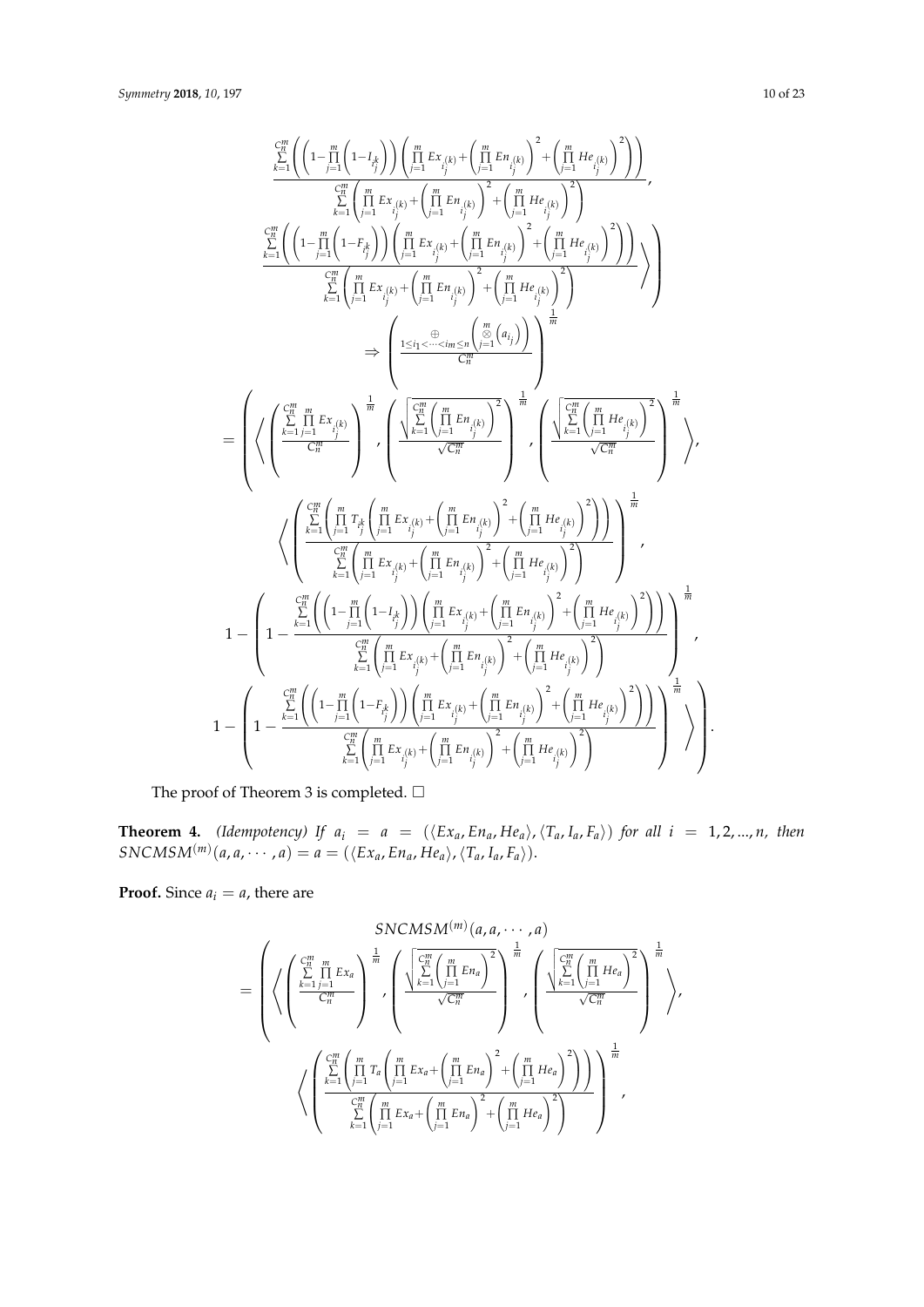$$\frac{\sum_{k=1}^{C_n^m}\left(\left(1-\prod_{j=1}^{m}\left(1-I_{i_j^k}\right)\right)\left(\prod_{j=1}^{m}Ex_{i_j^{(k)}}+\left(\prod_{j=1}^{m}En_{i_j^{(k)}}\right)^2+\left(\prod_{j=1}^{m}He_{i_j^{(k)}}\right)^2\right)\right)}{\sum_{k=1}^{C_n^m}\left(\prod_{j=1}^{m}Ex_{i_j^{(k)}}+\left(\prod_{j=1}^{m}En_{i_j^{(k)}}\right)^2+\left(\prod_{j=1}^{m}He_{i_j^{(k)}}\right)^2\right)},$$

$$\left.\left.\frac{\sum_{k=1}^{C_n^m}\left(\left(1-\prod_{j=1}^{m}\left(1-F_{i_j^k}\right)\right)\left(\prod_{j=1}^{m}Ex_{i_j^{(k)}}+\left(\prod_{j=1}^{m}En_{i_j^{(k)}}\right)^2+\left(\prod_{j=1}^{m}He_{i_j^{(k)}}\right)^2\right)\right)}{\sum_{k=1}^{C_n^m}\left(\prod_{j=1}^{m}Ex_{i_j^{(k)}}+\left(\prod_{j=1}^{m}En_{i_j^{(k)}}\right)^2+\left(\prod_{j=1}^{m}He_{i_j^{(k)}}\right)^2\right)}\right\rangle\right)$$

$$\Rightarrow\left(\frac{\underset{1\le i_1<\cdots<i_m\le n}{\oplus}\left(\overset{m}{\underset{j=1}{\otimes}}\left(a_{i_j}\right)\right)}{C_n^m}\right)^{\frac{1}{m}}$$

$$=\left(\left\langle\left(\frac{\sum_{k=1}^{C_n^m}\prod_{j=1}^{m}Ex_{i_j^{(k)}}}{C_n^m}\right)^{\frac{1}{m}},\left(\frac{\sqrt{\sum_{k=1}^{C_n^m}\left(\prod_{j=1}^{m}En_{i_j^{(k)}}\right)^2}}{\sqrt{C_n^m}}\right)^{\frac{1}{m}},\left(\frac{\sqrt{\sum_{k=1}^{C_n^m}\left(\prod_{j=1}^{m}He_{i_j^{(k)}}\right)^2}}{\sqrt{C_n^m}}\right)^{\frac{1}{m}}\right\rangle,\right.$$

$$\left\langle\left(\frac{\sum_{k=1}^{C_n^m}\left(\prod_{j=1}^{m}T_{i_j^k}\left(\prod_{j=1}^{m}Ex_{i_j^{(k)}}+\left(\prod_{j=1}^{m}En_{i_j^{(k)}}\right)^2+\left(\prod_{j=1}^{m}He_{i_j^{(k)}}\right)^2\right)\right)}{\sum_{k=1}^{C_n^m}\left(\prod_{j=1}^{m}Ex_{i_j^{(k)}}+\left(\prod_{j=1}^{m}En_{i_j^{(k)}}\right)^2+\left(\prod_{j=1}^{m}He_{i_j^{(k)}}\right)^2\right)}\right)^{\frac{1}{m}},\right.$$

$$1-\left(1-\frac{\sum_{k=1}^{C_n^m}\left(\left(1-\prod_{j=1}^{m}\left(1-I_{i_j^k}\right)\right)\left(\prod_{j=1}^{m}Ex_{i_j^{(k)}}+\left(\prod_{j=1}^{m}En_{i_j^{(k)}}\right)^2+\left(\prod_{j=1}^{m}He_{i_j^{(k)}}\right)^2\right)\right)}{\sum_{k=1}^{C_n^m}\left(\prod_{j=1}^{m}Ex_{i_j^{(k)}}+\left(\prod_{j=1}^{m}En_{i_j^{(k)}}\right)^2+\left(\prod_{j=1}^{m}He_{i_j^{(k)}}\right)^2\right)}\right)^{\frac{1}{m}},$$

$$\left.\left.1-\left(1-\frac{\sum_{k=1}^{C_n^m}\left(\left(1-\prod_{j=1}^{m}\left(1-F_{i_j^k}\right)\right)\left(\prod_{j=1}^{m}Ex_{i_j^{(k)}}+\left(\prod_{j=1}^{m}En_{i_j^{(k)}}\right)^2+\left(\prod_{j=1}^{m}He_{i_j^{(k)}}\right)^2\right)\right)}{\sum_{k=1}^{C_n^m}\left(\prod_{j=1}^{m}Ex_{i_j^{(k)}}+\left(\prod_{j=1}^{m}En_{i_j^{(k)}}\right)^2+\left(\prod_{j=1}^{m}He_{i_j^{(k)}}\right)^2\right)}\right)^{\frac{1}{m}}\right\rangle\right).$$

The proof of Theorem 3 is completed. □

**Theorem 4.** *(Idempotency) If $a_i = a = (\langle Ex_a, En_a, He_a\rangle, \langle T_a, I_a, F_a\rangle)$ for all $i = 1, 2, ..., n$, then $SNCMSM^{(m)}(a, a, \cdots, a) = a = (\langle Ex_a, En_a, He_a\rangle, \langle T_a, I_a, F_a\rangle)$.*

**Proof.** Since $a_i = a$, there are

$$SNCMSM^{(m)}(a, a, \cdots, a)$$

$$=\left(\left\langle\left(\frac{\sum_{k=1}^{C_n^m}\prod_{j=1}^{m}Ex_a}{C_n^m}\right)^{\frac{1}{m}},\left(\frac{\sqrt{\sum_{k=1}^{C_n^m}\left(\prod_{j=1}^{m}En_a\right)^2}}{\sqrt{C_n^m}}\right)^{\frac{1}{m}},\left(\frac{\sqrt{\sum_{k=1}^{C_n^m}\left(\prod_{j=1}^{m}He_a\right)^2}}{\sqrt{C_n^m}}\right)^{\frac{1}{m}}\right\rangle,\right.$$

$$\left\langle\left(\frac{\sum_{k=1}^{C_n^m}\left(\prod_{j=1}^{m}T_a\left(\prod_{j=1}^{m}Ex_a+\left(\prod_{j=1}^{m}En_a\right)^2+\left(\prod_{j=1}^{m}He_a\right)^2\right)\right)}{\sum_{k=1}^{C_n^m}\left(\prod_{j=1}^{m}Ex_a+\left(\prod_{j=1}^{m}En_a\right)^2+\left(\prod_{j=1}^{m}He_a\right)^2\right)}\right)^{\frac{1}{m}},\right.$$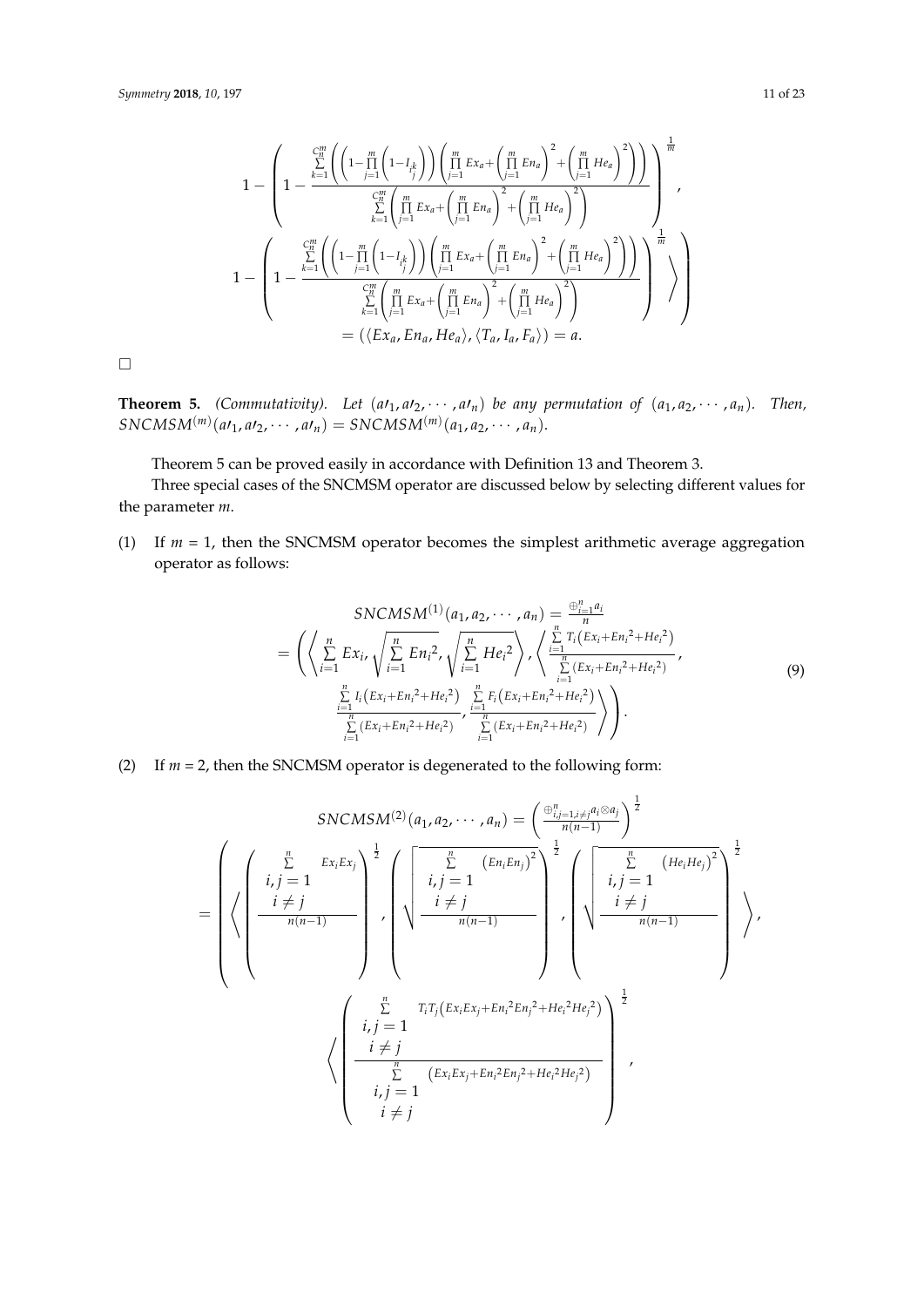$$
1-\left(1-\frac{\sum\limits_{k=1}^{C_n^m}\left(\left(1-\prod\limits_{j=1}^{m}\left(1-I_{i_j^k}\right)\right)\left(\prod\limits_{j=1}^{m}Ex_a+\left(\prod\limits_{j=1}^{m}En_a\right)^2+\left(\prod\limits_{j=1}^{m}He_a\right)^2\right)\right)}{\sum\limits_{k=1}^{C_n^m}\left(\prod\limits_{j=1}^{m}Ex_a+\left(\prod\limits_{j=1}^{m}En_a\right)^2+\left(\prod\limits_{j=1}^{m}He_a\right)^2\right)}\right)^{\frac{1}{m}},
$$

$$
\left.\left. 1-\left(1-\frac{\sum\limits_{k=1}^{C_n^m}\left(\left(1-\prod\limits_{j=1}^{m}\left(1-I_{i_j^k}\right)\right)\left(\prod\limits_{j=1}^{m}Ex_a+\left(\prod\limits_{j=1}^{m}En_a\right)^2+\left(\prod\limits_{j=1}^{m}He_a\right)^2\right)\right)}{\sum\limits_{k=1}^{C_n^m}\left(\prod\limits_{j=1}^{m}Ex_a+\left(\prod\limits_{j=1}^{m}En_a\right)^2+\left(\prod\limits_{j=1}^{m}He_a\right)^2\right)}\right)^{\frac{1}{m}} \right\rangle\right)
$$

$$
= (\langle Ex_a, En_a, He_a\rangle, \langle T_a, I_a, F_a\rangle) = a.
$$

□

**Theorem 5.** *(Commutativity). Let $(a\prime_1, a\prime_2, \cdots, a\prime_n)$ be any permutation of $(a_1, a_2, \cdots, a_n)$. Then, $SNCMSM^{(m)}(a\prime_1, a\prime_2, \cdots, a\prime_n) = SNCMSM^{(m)}(a_1, a_2, \cdots, a_n)$.*

Theorem 5 can be proved easily in accordance with Definition 13 and Theorem 3.

Three special cases of the SNCMSM operator are discussed below by selecting different values for the parameter $m$.

(1) If $m = 1$, then the SNCMSM operator becomes the simplest arithmetic average aggregation operator as follows:

$$
\begin{gathered}
SNCMSM^{(1)}(a_1, a_2, \cdots, a_n) = \frac{\oplus_{i=1}^{n} a_i}{n} \\
= \left(\left\langle \sum_{i=1}^{n} Ex_i, \sqrt{\sum_{i=1}^{n} En_i^2}, \sqrt{\sum_{i=1}^{n} He_i^2}\right\rangle, \left\langle \frac{\sum\limits_{i=1}^{n} T_i\left(Ex_i+En_i^2+He_i^2\right)}{\sum\limits_{i=1}^{n}\left(Ex_i+En_i^2+He_i^2\right)}, \right.\right. \\
\left.\left. \frac{\sum\limits_{i=1}^{n} I_i\left(Ex_i+En_i^2+He_i^2\right)}{\sum\limits_{i=1}^{n}\left(Ex_i+En_i^2+He_i^2\right)}, \frac{\sum\limits_{i=1}^{n} F_i\left(Ex_i+En_i^2+He_i^2\right)}{\sum\limits_{i=1}^{n}\left(Ex_i+En_i^2+He_i^2\right)} \right\rangle\right).
\end{gathered}
\tag{9}
$$

(2) If $m = 2$, then the SNCMSM operator is degenerated to the following form:

$$
SNCMSM^{(2)}(a_1, a_2, \cdots, a_n) = \left(\frac{\oplus_{i,j=1, i\neq j}^{n} a_i \otimes a_j}{n(n-1)}\right)^{\frac{1}{2}}
$$

$$
= \left( \left\langle \left(\frac{\sum\limits_{\substack{i,j=1 \\ i\neq j}}^{n} Ex_i Ex_j}{n(n-1)}\right)^{\frac{1}{2}}, \left(\sqrt{\frac{\sum\limits_{\substack{i,j=1 \\ i\neq j}}^{n} \left(En_i En_j\right)^2}{n(n-1)}}\right)^{\frac{1}{2}}, \left(\sqrt{\frac{\sum\limits_{\substack{i,j=1 \\ i\neq j}}^{n} \left(He_i He_j\right)^2}{n(n-1)}}\right)^{\frac{1}{2}} \right\rangle, \right.
$$

$$
\left\langle \left( \frac{\sum\limits_{\substack{i,j=1 \\ i\neq j}}^{n} T_i T_j\left(Ex_i Ex_j + En_i^2 En_j^2 + He_i^2 He_j^2\right)}{\sum\limits_{\substack{i,j=1 \\ i\neq j}}^{n} \left(Ex_i Ex_j + En_i^2 En_j^2 + He_i^2 He_j^2\right)} \right)^{\frac{1}{2}}, \right.
$$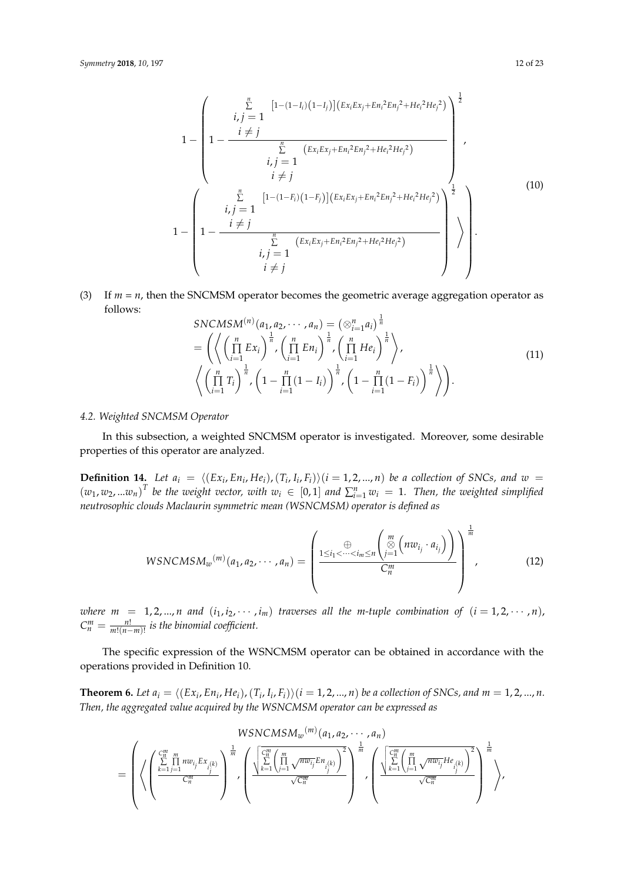$$
1-\left(1-\frac{\sum\limits_{\substack{i,j=1\\ i\neq j}}^{n}\left[1-(1-I_i)\left(1-I_j\right)\right]\left(Ex_iEx_j+En_i{}^2En_j{}^2+He_i{}^2He_j{}^2\right)}{\sum\limits_{\substack{i,j=1\\ i\neq j}}^{n}\left(Ex_iEx_j+En_i{}^2En_j{}^2+He_i{}^2He_j{}^2\right)}\right)^{\frac{1}{2}},
$$

$$
\left.\left.1-\left(1-\frac{\sum\limits_{\substack{i,j=1\\ i\neq j}}^{n}\left[1-(1-F_i)\left(1-F_j\right)\right]\left(Ex_iEx_j+En_i{}^2En_j{}^2+He_i{}^2He_j{}^2\right)}{\sum\limits_{\substack{i,j=1\\ i\neq j}}^{n}\left(Ex_iEx_j+En_i{}^2En_j{}^2+He_i{}^2He_j{}^2\right)}\right)^{\frac{1}{2}}\right\rangle\right). \tag{10}
$$

(3) If $m = n$, then the SNCMSM operator becomes the geometric average aggregation operator as follows:

$$
\begin{aligned}
& SNCMSM^{(n)}(a_1, a_2, \cdots, a_n) = \left(\otimes_{i=1}^{n} a_i\right)^{\frac{1}{n}} \\
& = \left(\left\langle \left(\prod_{i=1}^{n} Ex_i\right)^{\frac{1}{n}}, \left(\prod_{i=1}^{n} En_i\right)^{\frac{1}{n}}, \left(\prod_{i=1}^{n} He_i\right)^{\frac{1}{n}} \right\rangle,\right. \\
& \left.\left\langle \left(\prod_{i=1}^{n} T_i\right)^{\frac{1}{n}}, \left(1-\prod_{i=1}^{n}(1-I_i)\right)^{\frac{1}{n}}, \left(1-\prod_{i=1}^{n}(1-F_i)\right)^{\frac{1}{n}} \right\rangle\right).
\end{aligned} \tag{11}
$$

### 4.2. Weighted SNCMSM Operator

In this subsection, a weighted SNCMSM operator is investigated. Moreover, some desirable properties of this operator are analyzed.

**Definition 14.** *Let $a_i = \langle (Ex_i, En_i, He_i), (T_i, I_i, F_i) \rangle (i = 1, 2, ..., n)$ be a collection of SNCs, and $w = (w_1, w_2, ...w_n)^T$ be the weight vector, with $w_i \in [0, 1]$ and $\sum_{i=1}^{n} w_i = 1$. Then, the weighted simplified neutrosophic clouds Maclaurin symmetric mean (WSNCMSM) operator is defined as*

$$
WSNCMSM_w{}^{(m)}(a_1, a_2, \cdots, a_n) = \left(\frac{\underset{1\le i_1<\cdots<i_m\le n}{\oplus}\left(\overset{m}{\underset{j=1}{\otimes}}\left(nw_{i_j}\cdot a_{i_j}\right)\right)}{C_n^m}\right)^{\frac{1}{m}}, \tag{12}
$$

*where $m = 1, 2, ..., n$ and $(i_1, i_2, \cdots, i_m)$ traverses all the m-tuple combination of $(i = 1, 2, \cdots, n)$, $C_n^m = \frac{n!}{m!(n-m)!}$ is the binomial coefficient.*

The specific expression of the WSNCMSM operator can be obtained in accordance with the operations provided in Definition 10.

**Theorem 6.** *Let $a_i = \langle (Ex_i, En_i, He_i), (T_i, I_i, F_i) \rangle (i = 1, 2, ..., n)$ be a collection of SNCs, and $m = 1, 2, ..., n$. Then, the aggregated value acquired by the WSNCMSM operator can be expressed as*

$$
WSNCMSM_w{}^{(m)}(a_1, a_2, \cdots, a_n)
$$

$$
= \left(\left\langle \left(\frac{\sum\limits_{k=1}^{C_n^m}\prod\limits_{j=1}^{m} nw_{i_j}Ex_{i_j^{(k)}}}{C_n^m}\right)^{\frac{1}{m}}, \left(\frac{\sqrt{\sum\limits_{k=1}^{C_n^m}\left(\prod\limits_{j=1}^{m}\sqrt{nw_{i_j}}En_{i_j^{(k)}}\right)^2}}{\sqrt{C_n^m}}\right)^{\frac{1}{m}}, \left(\frac{\sqrt{\sum\limits_{k=1}^{C_n^m}\left(\prod\limits_{j=1}^{m}\sqrt{nw_{i_j}}He_{i_j^{(k)}}\right)^2}}{\sqrt{C_n^m}}\right)^{\frac{1}{m}} \right\rangle,\right.
$$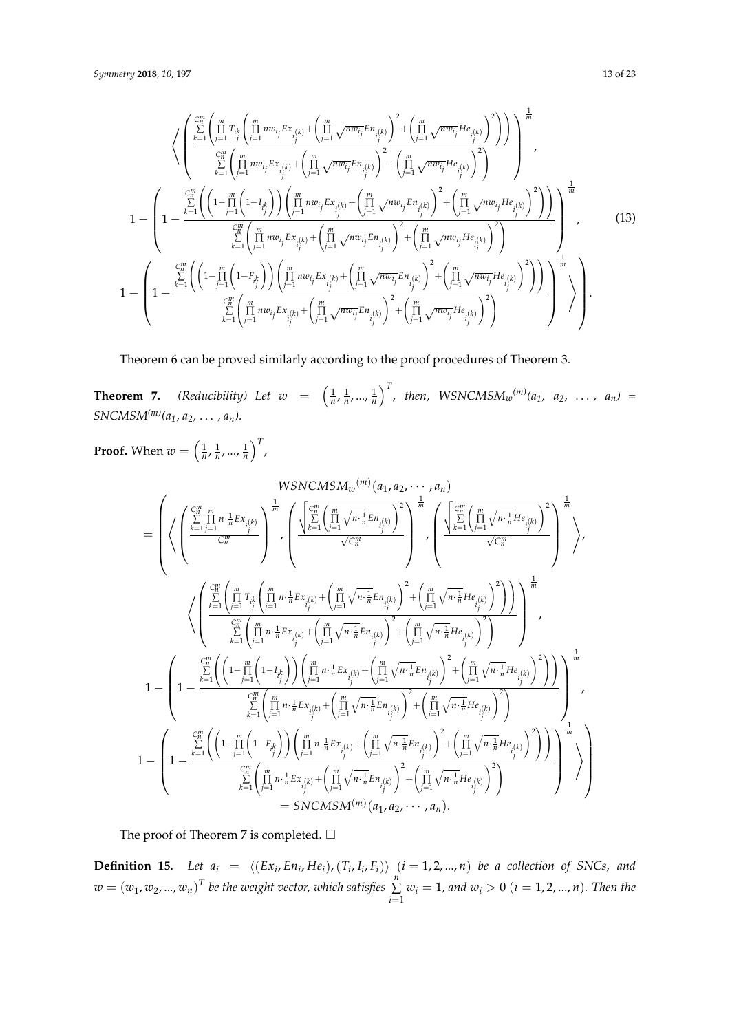$$
\left\langle \left( \frac{\sum\limits_{k=1}^{C_n^m} \left( \prod\limits_{j=1}^{m} T_{i_j^k} \left( \prod\limits_{j=1}^{m} nw_{i_j} Ex_{i_j^{(k)}} + \left( \prod\limits_{j=1}^{m} \sqrt{nw_{i_j}} En_{i_j^{(k)}} \right)^2 + \left( \prod\limits_{j=1}^{m} \sqrt{nw_{i_j}} He_{i_j^{(k)}} \right)^2 \right) \right)}{\sum\limits_{k=1}^{C_n^m} \left( \prod\limits_{j=1}^{m} nw_{i_j} Ex_{i_j^{(k)}} + \left( \prod\limits_{j=1}^{m} \sqrt{nw_{i_j}} En_{i_j^{(k)}} \right)^2 + \left( \prod\limits_{j=1}^{m} \sqrt{nw_{i_j}} He_{i_j^{(k)}} \right)^2 \right)} \right)^{\frac{1}{m}}, \right.
$$

$$
1 - \left( 1 - \frac{\sum\limits_{k=1}^{C_n^m} \left( \left( 1 - \prod\limits_{j=1}^{m} \left( 1 - I_{i_j^k} \right) \right) \left( \prod\limits_{j=1}^{m} nw_{i_j} Ex_{i_j^{(k)}} + \left( \prod\limits_{j=1}^{m} \sqrt{nw_{i_j}} En_{i_j^{(k)}} \right)^2 + \left( \prod\limits_{j=1}^{m} \sqrt{nw_{i_j}} He_{i_j^{(k)}} \right)^2 \right) \right)}{\sum\limits_{k=1}^{C_n^m} \left( \prod\limits_{j=1}^{m} nw_{i_j} Ex_{i_j^{(k)}} + \left( \prod\limits_{j=1}^{m} \sqrt{nw_{i_j}} En_{i_j^{(k)}} \right)^2 + \left( \prod\limits_{j=1}^{m} \sqrt{nw_{i_j}} He_{i_j^{(k)}} \right)^2 \right)} \right)^{\frac{1}{m}}, \tag{13}
$$

$$
\left. \left. 1 - \left( 1 - \frac{\sum\limits_{k=1}^{C_n^m} \left( \left( 1 - \prod\limits_{j=1}^{m} \left( 1 - F_{i_j^k} \right) \right) \left( \prod\limits_{j=1}^{m} nw_{i_j} Ex_{i_j^{(k)}} + \left( \prod\limits_{j=1}^{m} \sqrt{nw_{i_j}} En_{i_j^{(k)}} \right)^2 + \left( \prod\limits_{j=1}^{m} \sqrt{nw_{i_j}} He_{i_j^{(k)}} \right)^2 \right) \right)}{\sum\limits_{k=1}^{C_n^m} \left( \prod\limits_{j=1}^{m} nw_{i_j} Ex_{i_j^{(k)}} + \left( \prod\limits_{j=1}^{m} \sqrt{nw_{i_j}} En_{i_j^{(k)}} \right)^2 + \left( \prod\limits_{j=1}^{m} \sqrt{nw_{i_j}} He_{i_j^{(k)}} \right)^2 \right)} \right)^{\frac{1}{m}} \right\rangle \right).
$$

Theorem 6 can be proved similarly according to the proof procedures of Theorem 3.

**Theorem 7.** *(Reducibility) Let $w = \left(\frac{1}{n}, \frac{1}{n}, ..., \frac{1}{n}\right)^T$, then, $WSNCMSM_w{}^{(m)}(a_1, a_2, \ldots, a_n) = SNCMSM^{(m)}(a_1, a_2, \ldots, a_n)$.*

**Proof.** When $w = \left(\frac{1}{n}, \frac{1}{n}, ..., \frac{1}{n}\right)^T$,

$$
WSNCMSM_w{}^{(m)}(a_1, a_2, \cdots, a_n)
$$

$$
= \left( \left\langle \left( \frac{\sum\limits_{k=1}^{C_n^m} \prod\limits_{j=1}^{m} n \cdot \frac{1}{n} Ex_{i_j^{(k)}}}{C_n^m} \right)^{\frac{1}{m}}, \left( \frac{\sqrt{\sum\limits_{k=1}^{C_n^m} \left( \prod\limits_{j=1}^{m} \sqrt{n \cdot \frac{1}{n}} En_{i_j^{(k)}} \right)^2}}{\sqrt{C_n^m}} \right)^{\frac{1}{m}}, \left( \frac{\sqrt{\sum\limits_{k=1}^{C_n^m} \left( \prod\limits_{j=1}^{m} \sqrt{n \cdot \frac{1}{n}} He_{i_j^{(k)}} \right)^2}}{\sqrt{C_n^m}} \right)^{\frac{1}{m}} \right\rangle, \right.
$$

$$
\left\langle \left( \frac{\sum\limits_{k=1}^{C_n^m} \left( \prod\limits_{j=1}^{m} T_{i_j^k} \left( \prod\limits_{j=1}^{m} n \cdot \frac{1}{n} Ex_{i_j^{(k)}} + \left( \prod\limits_{j=1}^{m} \sqrt{n \cdot \frac{1}{n}} En_{i_j^{(k)}} \right)^2 + \left( \prod\limits_{j=1}^{m} \sqrt{n \cdot \frac{1}{n}} He_{i_j^{(k)}} \right)^2 \right) \right)}{\sum\limits_{k=1}^{C_n^m} \left( \prod\limits_{j=1}^{m} n \cdot \frac{1}{n} Ex_{i_j^{(k)}} + \left( \prod\limits_{j=1}^{m} \sqrt{n \cdot \frac{1}{n}} En_{i_j^{(k)}} \right)^2 + \left( \prod\limits_{j=1}^{m} \sqrt{n \cdot \frac{1}{n}} He_{i_j^{(k)}} \right)^2 \right)} \right)^{\frac{1}{m}}, \right.
$$

$$
1 - \left( 1 - \frac{\sum\limits_{k=1}^{C_n^m} \left( \left( 1 - \prod\limits_{j=1}^{m} \left( 1 - I_{i_j^k} \right) \right) \left( \prod\limits_{j=1}^{m} n \cdot \frac{1}{n} Ex_{i_j^{(k)}} + \left( \prod\limits_{j=1}^{m} \sqrt{n \cdot \frac{1}{n}} En_{i_j^{(k)}} \right)^2 + \left( \prod\limits_{j=1}^{m} \sqrt{n \cdot \frac{1}{n}} He_{i_j^{(k)}} \right)^2 \right) \right)}{\sum\limits_{k=1}^{C_n^m} \left( \prod\limits_{j=1}^{m} n \cdot \frac{1}{n} Ex_{i_j^{(k)}} + \left( \prod\limits_{j=1}^{m} \sqrt{n \cdot \frac{1}{n}} En_{i_j^{(k)}} \right)^2 + \left( \prod\limits_{j=1}^{m} \sqrt{n \cdot \frac{1}{n}} He_{i_j^{(k)}} \right)^2 \right)} \right)^{\frac{1}{m}},
$$

$$
\left. \left. 1 - \left( 1 - \frac{\sum\limits_{k=1}^{C_n^m} \left( \left( 1 - \prod\limits_{j=1}^{m} \left( 1 - F_{i_j^k} \right) \right) \left( \prod\limits_{j=1}^{m} n \cdot \frac{1}{n} Ex_{i_j^{(k)}} + \left( \prod\limits_{j=1}^{m} \sqrt{n \cdot \frac{1}{n}} En_{i_j^{(k)}} \right)^2 + \left( \prod\limits_{j=1}^{m} \sqrt{n \cdot \frac{1}{n}} He_{i_j^{(k)}} \right)^2 \right) \right)}{\sum\limits_{k=1}^{C_n^m} \left( \prod\limits_{j=1}^{m} n \cdot \frac{1}{n} Ex_{i_j^{(k)}} + \left( \prod\limits_{j=1}^{m} \sqrt{n \cdot \frac{1}{n}} En_{i_j^{(k)}} \right)^2 + \left( \prod\limits_{j=1}^{m} \sqrt{n \cdot \frac{1}{n}} He_{i_j^{(k)}} \right)^2 \right)} \right)^{\frac{1}{m}} \right\rangle \right)
$$

$$
= SNCMSM^{(m)}(a_1, a_2, \cdots, a_n).
$$

The proof of Theorem 7 is completed. □

**Definition 15.** *Let $a_i = \langle (Ex_i, En_i, He_i), (T_i, I_i, F_i) \rangle$ $(i = 1, 2, ..., n)$ be a collection of SNCs, and $w = (w_1, w_2, ..., w_n)^T$ be the weight vector, which satisfies $\sum\limits_{i=1}^{n} w_i = 1$, and $w_i > 0$ $(i = 1, 2, ..., n)$. Then the*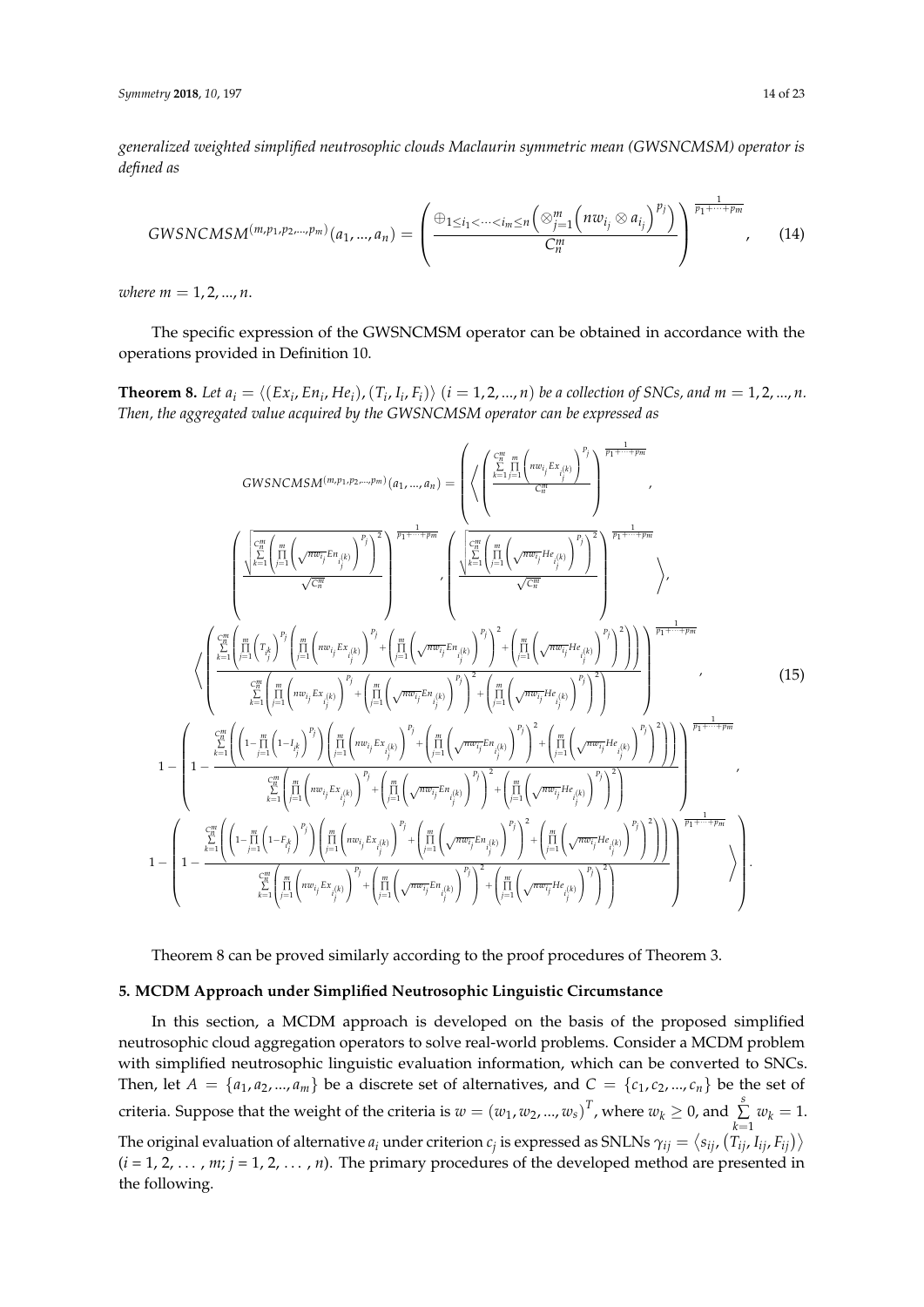*generalized weighted simplified neutrosophic clouds Maclaurin symmetric mean (GWSNCMSM) operator is defined as*

$$GWSNCMSM^{(m,p_1,p_2,\ldots,p_m)}(a_1,\ldots,a_n)=\left(\frac{\oplus_{1\le i_1<\cdots<i_m\le n}\left(\otimes_{j=1}^{m}\left(nw_{i_j}\otimes a_{i_j}\right)^{p_j}\right)}{C_n^m}\right)^{\frac{1}{p_1+\cdots+p_m}},\tag{14}$$

*where* $m=1,2,\ldots,n$.

The specific expression of the GWSNCMSM operator can be obtained in accordance with the operations provided in Definition 10.

**Theorem 8.** *Let $a_i=\langle(Ex_i,En_i,He_i),(T_i,I_i,F_i)\rangle$ $(i=1,2,\ldots,n)$ be a collection of SNCs, and $m=1,2,\ldots,n$. Then, the aggregated value acquired by the GWSNCMSM operator can be expressed as*

$$
\begin{aligned}
GWSNCMSM^{(m,p_1,p_2,\ldots,p_m)}(a_1,\ldots,a_n)=\Bigg(\Bigg\langle&\left(\frac{\sum_{k=1}^{C_n^m}\prod_{j=1}^{m}\left(nw_{i_j}Ex_{i_j^{(k)}}\right)^{p_j}}{C_n^m}\right)^{\frac{1}{p_1+\cdots+p_m}},\\
&\left(\frac{\sqrt{\sum_{k=1}^{C_n^m}\left(\prod_{j=1}^{m}\left(\sqrt{nw_{i_j}}En_{i_j^{(k)}}\right)^{p_j}\right)^2}}{\sqrt{C_n^m}}\right)^{\frac{1}{p_1+\cdots+p_m}},\left(\frac{\sqrt{\sum_{k=1}^{C_n^m}\left(\prod_{j=1}^{m}\left(\sqrt{nw_{i_j}}He_{i_j^{(k)}}\right)^{p_j}\right)^2}}{\sqrt{C_n^m}}\right)^{\frac{1}{p_1+\cdots+p_m}}\Bigg\rangle,\\
\Bigg\langle&\left(\frac{\sum_{k=1}^{C_n^m}\left(\prod_{j=1}^{m}\left(T_{i_j^k}\right)^{p_j}\left(\prod_{j=1}^{m}\left(nw_{i_j}Ex_{i_j^{(k)}}\right)^{p_j}+\left(\prod_{j=1}^{m}\left(\sqrt{nw_{i_j}}En_{i_j^{(k)}}\right)^{p_j}\right)^2+\left(\prod_{j=1}^{m}\left(\sqrt{nw_{i_j}}He_{i_j^{(k)}}\right)^{p_j}\right)^2\right)\right)}{\sum_{k=1}^{C_n^m}\left(\prod_{j=1}^{m}\left(nw_{i_j}Ex_{i_j^{(k)}}\right)^{p_j}+\left(\prod_{j=1}^{m}\left(\sqrt{nw_{i_j}}En_{i_j^{(k)}}\right)^{p_j}\right)^2+\left(\prod_{j=1}^{m}\left(\sqrt{nw_{i_j}}He_{i_j^{(k)}}\right)^{p_j}\right)^2\right)}\right)^{\frac{1}{p_1+\cdots+p_m}},\\
1-&\left(1-\frac{\sum_{k=1}^{C_n^m}\left(\left(1-\prod_{j=1}^{m}\left(1-I_{i_j^k}\right)^{p_j}\right)\left(\prod_{j=1}^{m}\left(nw_{i_j}Ex_{i_j^{(k)}}\right)^{p_j}+\left(\prod_{j=1}^{m}\left(\sqrt{nw_{i_j}}En_{i_j^{(k)}}\right)^{p_j}\right)^2+\left(\prod_{j=1}^{m}\left(\sqrt{nw_{i_j}}He_{i_j^{(k)}}\right)^{p_j}\right)^2\right)\right)}{\sum_{k=1}^{C_n^m}\left(\prod_{j=1}^{m}\left(nw_{i_j}Ex_{i_j^{(k)}}\right)^{p_j}+\left(\prod_{j=1}^{m}\left(\sqrt{nw_{i_j}}En_{i_j^{(k)}}\right)^{p_j}\right)^2+\left(\prod_{j=1}^{m}\left(\sqrt{nw_{i_j}}He_{i_j^{(k)}}\right)^{p_j}\right)^2\right)}\right)^{\frac{1}{p_1+\cdots+p_m}},\\
1-&\left(1-\frac{\sum_{k=1}^{C_n^m}\left(\left(1-\prod_{j=1}^{m}\left(1-F_{i_j^k}\right)^{p_j}\right)\left(\prod_{j=1}^{m}\left(nw_{i_j}Ex_{i_j^{(k)}}\right)^{p_j}+\left(\prod_{j=1}^{m}\left(\sqrt{nw_{i_j}}En_{i_j^{(k)}}\right)^{p_j}\right)^2+\left(\prod_{j=1}^{m}\left(\sqrt{nw_{i_j}}He_{i_j^{(k)}}\right)^{p_j}\right)^2\right)\right)}{\sum_{k=1}^{C_n^m}\left(\prod_{j=1}^{m}\left(nw_{i_j}Ex_{i_j^{(k)}}\right)^{p_j}+\left(\prod_{j=1}^{m}\left(\sqrt{nw_{i_j}}En_{i_j^{(k)}}\right)^{p_j}\right)^2+\left(\prod_{j=1}^{m}\left(\sqrt{nw_{i_j}}He_{i_j^{(k)}}\right)^{p_j}\right)^2\right)}\right)^{\frac{1}{p_1+\cdots+p_m}}\Bigg\rangle\Bigg).
\end{aligned}
\tag{15}
$$

Theorem 8 can be proved similarly according to the proof procedures of Theorem 3.

## 5. MCDM Approach under Simplified Neutrosophic Linguistic Circumstance

In this section, a MCDM approach is developed on the basis of the proposed simplified neutrosophic cloud aggregation operators to solve real-world problems. Consider a MCDM problem with simplified neutrosophic linguistic evaluation information, which can be converted to SNCs. Then, let $A=\{a_1,a_2,\ldots,a_m\}$ be a discrete set of alternatives, and $C=\{c_1,c_2,\ldots,c_n\}$ be the set of criteria. Suppose that the weight of the criteria is $w=(w_1,w_2,\ldots,w_s)^T$, where $w_k\ge 0$, and $\sum_{k=1}^{s}w_k=1$. The original evaluation of alternative $a_i$ under criterion $c_j$ is expressed as SNLNs $\gamma_{ij}=\langle s_{ij},(T_{ij},I_{ij},F_{ij})\rangle$ ($i$ = 1, 2, … , $m$; $j$ = 1, 2, … , $n$). The primary procedures of the developed method are presented in the following.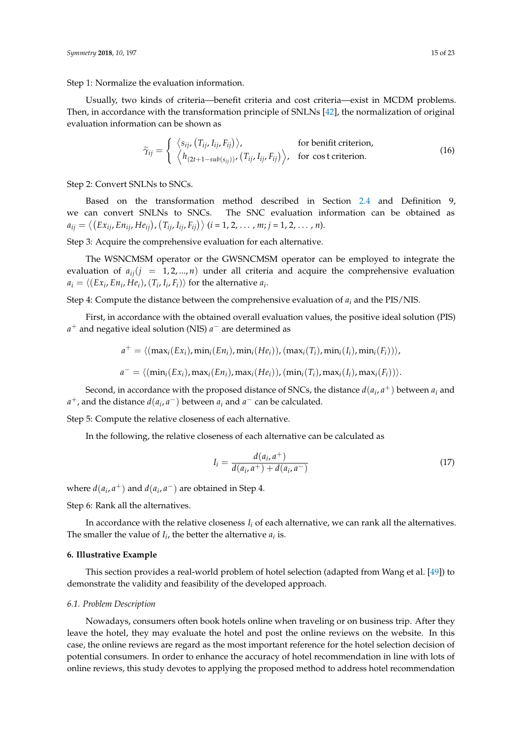Step 1: Normalize the evaluation information.

Usually, two kinds of criteria—benefit criteria and cost criteria—exist in MCDM problems. Then, in accordance with the transformation principle of SNLNs [42], the normalization of original evaluation information can be shown as

$$\widetilde{\gamma}_{ij} = \begin{cases} \langle s_{ij}, (T_{ij}, I_{ij}, F_{ij}) \rangle, & \text{for benifit criterion,} \\ \left\langle h_{(2t+1-sub(s_{ij}))}, (T_{ij}, I_{ij}, F_{ij}) \right\rangle, & \text{for cos t criterion.} \end{cases} \tag{16}$$

Step 2: Convert SNLNs to SNCs.

Based on the transformation method described in Section 2.4 and Definition 9, we can convert SNLNs to SNCs. The SNC evaluation information can be obtained as $a_{ij} = \langle (Ex_{ij}, En_{ij}, He_{ij}), (T_{ij}, I_{ij}, F_{ij}) \rangle$ ($i = 1, 2, \ldots, m; j = 1, 2, \ldots, n$).

Step 3: Acquire the comprehensive evaluation for each alternative.

The WSNCMSM operator or the GWSNCMSM operator can be employed to integrate the evaluation of $a_{ij} (j = 1, 2, ..., n)$ under all criteria and acquire the comprehensive evaluation $a_i = \langle (Ex_i, En_i, He_i), (T_i, I_i, F_i) \rangle$ for the alternative $a_i$.

Step 4: Compute the distance between the comprehensive evaluation of $a_i$ and the PIS/NIS.

First, in accordance with the obtained overall evaluation values, the positive ideal solution (PIS) $a^+$ and negative ideal solution (NIS) $a^-$ are determined as

$$a^+ = \langle (\max_i(Ex_i), \min_i(En_i), \min_i(He_i)), (\max_i(T_i), \min_i(I_i), \min_i(F_i)) \rangle,$$

$$a^- = \langle (\min_i(Ex_i), \max_i(En_i), \max_i(He_i)), (\min_i(T_i), \max_i(I_i), \max_i(F_i)) \rangle.$$

Second, in accordance with the proposed distance of SNCs, the distance $d(a_i, a^+)$ between $a_i$ and $a^+$, and the distance $d(a_i, a^-)$ between $a_i$ and $a^-$ can be calculated.

Step 5: Compute the relative closeness of each alternative.

In the following, the relative closeness of each alternative can be calculated as

$$I_i = \frac{d(a_i, a^+)}{d(a_i, a^+) + d(a_i, a^-)} \tag{17}$$

where $d(a_i, a^+)$ and $d(a_i, a^-)$ are obtained in Step 4.

Step 6: Rank all the alternatives.

In accordance with the relative closeness $I_i$ of each alternative, we can rank all the alternatives. The smaller the value of $I_i$, the better the alternative $a_i$ is.

## 6. Illustrative Example

This section provides a real-world problem of hotel selection (adapted from Wang et al. [49]) to demonstrate the validity and feasibility of the developed approach.

### 6.1. Problem Description

Nowadays, consumers often book hotels online when traveling or on business trip. After they leave the hotel, they may evaluate the hotel and post the online reviews on the website. In this case, the online reviews are regard as the most important reference for the hotel selection decision of potential consumers. In order to enhance the accuracy of hotel recommendation in line with lots of online reviews, this study devotes to applying the proposed method to address hotel recommendation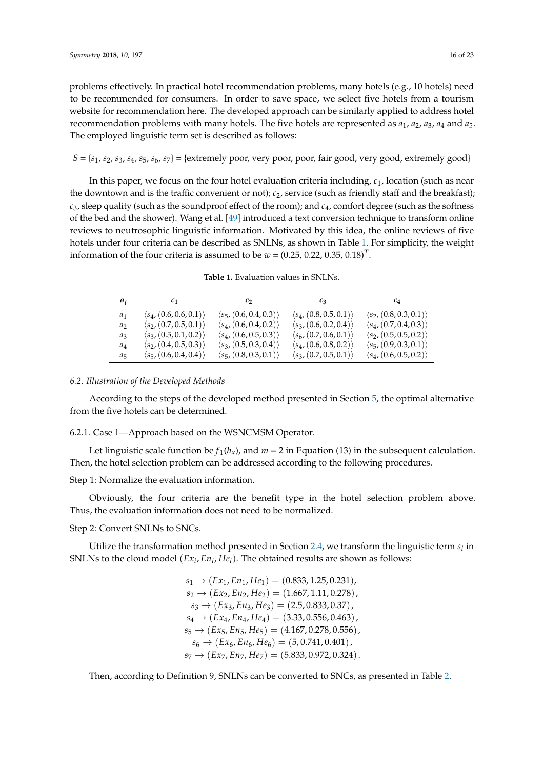problems effectively. In practical hotel recommendation problems, many hotels (e.g., 10 hotels) need to be recommended for consumers. In order to save space, we select five hotels from a tourism website for recommendation here. The developed approach can be similarly applied to address hotel recommendation problems with many hotels. The five hotels are represented as $a_1$, $a_2$, $a_3$, $a_4$ and $a_5$. The employed linguistic term set is described as follows:

$S$ = {$s_1$, $s_2$, $s_3$, $s_4$, $s_5$, $s_6$, $s_7$} = {extremely poor, very poor, poor, fair good, very good, extremely good}

In this paper, we focus on the four hotel evaluation criteria including, $c_1$, location (such as near the downtown and is the traffic convenient or not); $c_2$, service (such as friendly staff and the breakfast); $c_3$, sleep quality (such as the soundproof effect of the room); and $c_4$, comfort degree (such as the softness of the bed and the shower). Wang et al. [49] introduced a text conversion technique to transform online reviews to neutrosophic linguistic information. Motivated by this idea, the online reviews of five hotels under four criteria can be described as SNLNs, as shown in Table 1. For simplicity, the weight information of the four criteria is assumed to be $w = (0.25, 0.22, 0.35, 0.18)^T$.

**Table 1.** Evaluation values in SNLNs.

| $a_i$ | $c_1$ | $c_2$ | $c_3$ | $c_4$ |
|---|---|---|---|---|
| $a_1$ | $\langle s_4, (0.6, 0.6, 0.1)\rangle$ | $\langle s_5, (0.6, 0.4, 0.3)\rangle$ | $\langle s_4, (0.8, 0.5, 0.1)\rangle$ | $\langle s_2, (0.8, 0.3, 0.1)\rangle$ |
| $a_2$ | $\langle s_2, (0.7, 0.5, 0.1)\rangle$ | $\langle s_4, (0.6, 0.4, 0.2)\rangle$ | $\langle s_3, (0.6, 0.2, 0.4)\rangle$ | $\langle s_4, (0.7, 0.4, 0.3)\rangle$ |
| $a_3$ | $\langle s_3, (0.5, 0.1, 0.2)\rangle$ | $\langle s_4, (0.6, 0.5, 0.3)\rangle$ | $\langle s_6, (0.7, 0.6, 0.1)\rangle$ | $\langle s_2, (0.5, 0.5, 0.2)\rangle$ |
| $a_4$ | $\langle s_2, (0.4, 0.5, 0.3)\rangle$ | $\langle s_3, (0.5, 0.3, 0.4)\rangle$ | $\langle s_4, (0.6, 0.8, 0.2)\rangle$ | $\langle s_5, (0.9, 0.3, 0.1)\rangle$ |
| $a_5$ | $\langle s_5, (0.6, 0.4, 0.4)\rangle$ | $\langle s_5, (0.8, 0.3, 0.1)\rangle$ | $\langle s_3, (0.7, 0.5, 0.1)\rangle$ | $\langle s_4, (0.6, 0.5, 0.2)\rangle$ |

### 6.2. Illustration of the Developed Methods

According to the steps of the developed method presented in Section 5, the optimal alternative from the five hotels can be determined.

#### 6.2.1. Case 1—Approach based on the WSNCMSM Operator.

Let linguistic scale function be $f_1(h_x)$, and $m = 2$ in Equation (13) in the subsequent calculation. Then, the hotel selection problem can be addressed according to the following procedures.

Step 1: Normalize the evaluation information.

Obviously, the four criteria are the benefit type in the hotel selection problem above. Thus, the evaluation information does not need to be normalized.

Step 2: Convert SNLNs to SNCs.

Utilize the transformation method presented in Section 2.4, we transform the linguistic term $s_i$ in SNLNs to the cloud model $(Ex_i, En_i, He_i)$. The obtained results are shown as follows:

$$
\begin{aligned}
s_1 &\to (Ex_1, En_1, He_1) = (0.833, 1.25, 0.231), \\
s_2 &\to (Ex_2, En_2, He_2) = (1.667, 1.11, 0.278), \\
s_3 &\to (Ex_3, En_3, He_3) = (2.5, 0.833, 0.37), \\
s_4 &\to (Ex_4, En_4, He_4) = (3.33, 0.556, 0.463), \\
s_5 &\to (Ex_5, En_5, He_5) = (4.167, 0.278, 0.556), \\
s_6 &\to (Ex_6, En_6, He_6) = (5, 0.741, 0.401), \\
s_7 &\to (Ex_7, En_7, He_7) = (5.833, 0.972, 0.324).
\end{aligned}
$$

Then, according to Definition 9, SNLNs can be converted to SNCs, as presented in Table 2.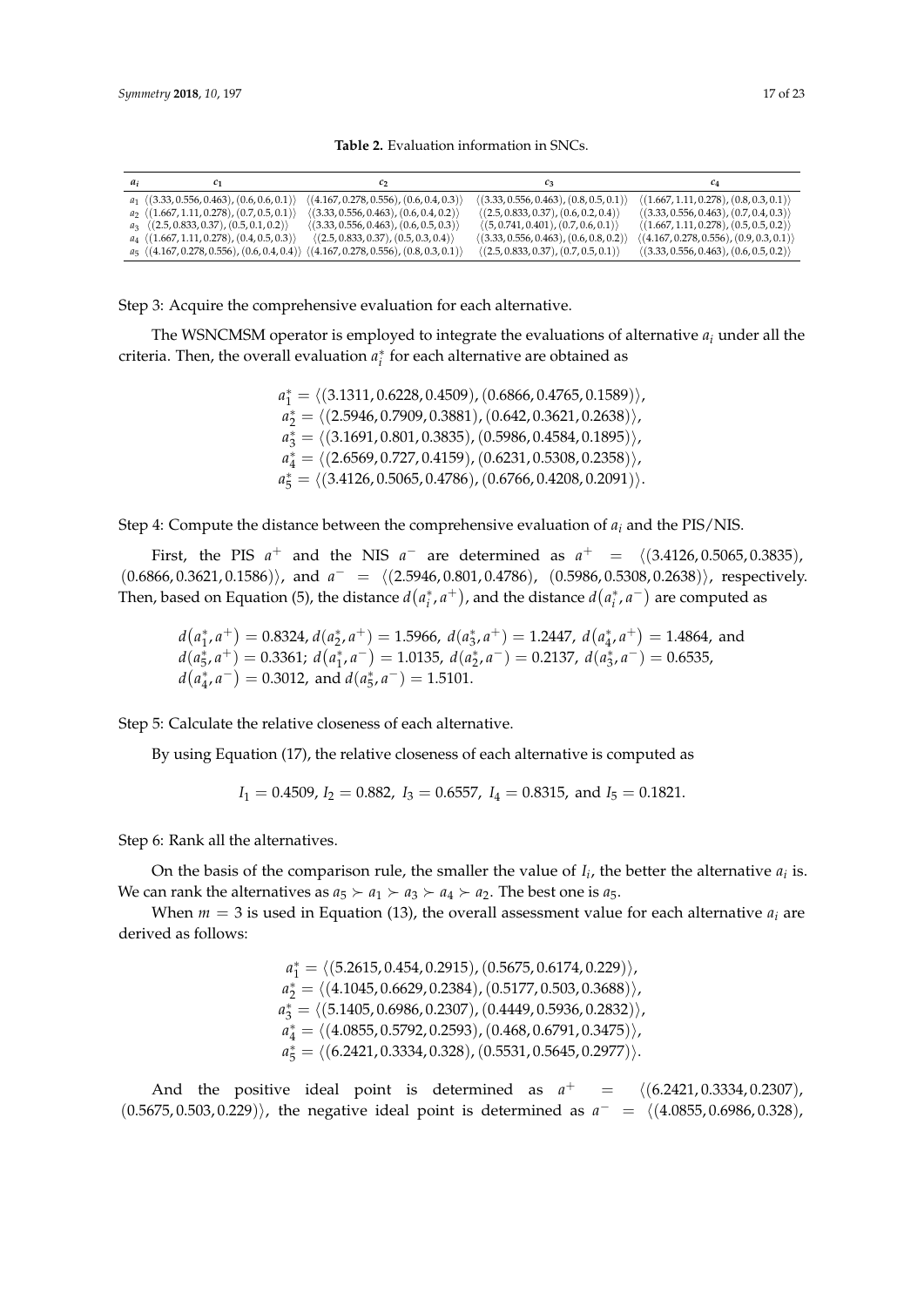**Table 2.** Evaluation information in SNCs.

| $a_i$ | $c_1$ | $c_2$ | $c_3$ | $c_4$ |
|---|---|---|---|---|
| $a_1$ | $\langle(3.33, 0.556, 0.463), (0.6, 0.6, 0.1)\rangle$ | $\langle(4.167, 0.278, 0.556), (0.6, 0.4, 0.3)\rangle$ | $\langle(3.33, 0.556, 0.463), (0.8, 0.5, 0.1)\rangle$ | $\langle(1.667, 1.11, 0.278), (0.8, 0.3, 0.1)\rangle$ |
| $a_2$ | $\langle(1.667, 1.11, 0.278), (0.7, 0.5, 0.1)\rangle$ | $\langle(3.33, 0.556, 0.463), (0.6, 0.4, 0.2)\rangle$ | $\langle(2.5, 0.833, 0.37), (0.6, 0.2, 0.4)\rangle$ | $\langle(3.33, 0.556, 0.463), (0.7, 0.4, 0.3)\rangle$ |
| $a_3$ | $\langle(2.5, 0.833, 0.37), (0.5, 0.1, 0.2)\rangle$ | $\langle(3.33, 0.556, 0.463), (0.6, 0.5, 0.3)\rangle$ | $\langle(5, 0.741, 0.401), (0.7, 0.6, 0.1)\rangle$ | $\langle(1.667, 1.11, 0.278), (0.5, 0.5, 0.2)\rangle$ |
| $a_4$ | $\langle(1.667, 1.11, 0.278), (0.4, 0.5, 0.3)\rangle$ | $\langle(2.5, 0.833, 0.37), (0.5, 0.3, 0.4)\rangle$ | $\langle(3.33, 0.556, 0.463), (0.6, 0.8, 0.2)\rangle$ | $\langle(4.167, 0.278, 0.556), (0.9, 0.3, 0.1)\rangle$ |
| $a_5$ | $\langle(4.167, 0.278, 0.556), (0.6, 0.4, 0.4)\rangle$ | $\langle(4.167, 0.278, 0.556), (0.8, 0.3, 0.1)\rangle$ | $\langle(2.5, 0.833, 0.37), (0.7, 0.5, 0.1)\rangle$ | $\langle(3.33, 0.556, 0.463), (0.6, 0.5, 0.2)\rangle$ |

Step 3: Acquire the comprehensive evaluation for each alternative.

The WSNCMSM operator is employed to integrate the evaluations of alternative $a_i$ under all the criteria. Then, the overall evaluation $a_i^*$ for each alternative are obtained as

$$
\begin{aligned}
a_1^* &= \langle(3.1311, 0.6228, 0.4509), (0.6866, 0.4765, 0.1589)\rangle, \\
a_2^* &= \langle(2.5946, 0.7909, 0.3881), (0.642, 0.3621, 0.2638)\rangle, \\
a_3^* &= \langle(3.1691, 0.801, 0.3835), (0.5986, 0.4584, 0.1895)\rangle, \\
a_4^* &= \langle(2.6569, 0.727, 0.4159), (0.6231, 0.5308, 0.2358)\rangle, \\
a_5^* &= \langle(3.4126, 0.5065, 0.4786), (0.6766, 0.4208, 0.2091)\rangle.
\end{aligned}
$$

Step 4: Compute the distance between the comprehensive evaluation of $a_i$ and the PIS/NIS.

First, the PIS $a^+$ and the NIS $a^-$ are determined as $a^+ = \langle(3.4126, 0.5065, 0.3835), (0.6866, 0.3621, 0.1586)\rangle$, and $a^- = \langle(2.5946, 0.801, 0.4786), (0.5986, 0.5308, 0.2638)\rangle$, respectively. Then, based on Equation (5), the distance $d(a_i^*, a^+)$, and the distance $d(a_i^*, a^-)$ are computed as

$d(a_1^*, a^+) = 0.8324$, $d(a_2^*, a^+) = 1.5966$, $d(a_3^*, a^+) = 1.2447$, $d(a_4^*, a^+) = 1.4864$, and $d(a_5^*, a^+) = 0.3361$; $d(a_1^*, a^-) = 1.0135$, $d(a_2^*, a^-) = 0.2137$, $d(a_3^*, a^-) = 0.6535$, $d(a_4^*, a^-) = 0.3012$, and $d(a_5^*, a^-) = 1.5101$.

Step 5: Calculate the relative closeness of each alternative.

By using Equation (17), the relative closeness of each alternative is computed as

$$I_1 = 0.4509,\ I_2 = 0.882,\ I_3 = 0.6557,\ I_4 = 0.8315, \text{ and } I_5 = 0.1821.$$

Step 6: Rank all the alternatives.

On the basis of the comparison rule, the smaller the value of $I_i$, the better the alternative $a_i$ is. We can rank the alternatives as $a_5 \succ a_1 \succ a_3 \succ a_4 \succ a_2$. The best one is $a_5$.

When $m = 3$ is used in Equation (13), the overall assessment value for each alternative $a_i$ are derived as follows:

$$
\begin{aligned}
a_1^* &= \langle(5.2615, 0.454, 0.2915), (0.5675, 0.6174, 0.229)\rangle, \\
a_2^* &= \langle(4.1045, 0.6629, 0.2384), (0.5177, 0.503, 0.3688)\rangle, \\
a_3^* &= \langle(5.1405, 0.6986, 0.2307), (0.4449, 0.5936, 0.2832)\rangle, \\
a_4^* &= \langle(4.0855, 0.5792, 0.2593), (0.468, 0.6791, 0.3475)\rangle, \\
a_5^* &= \langle(6.2421, 0.3334, 0.328), (0.5531, 0.5645, 0.2977)\rangle.
\end{aligned}
$$

And the positive ideal point is determined as $a^+ = \langle(6.2421, 0.3334, 0.2307), (0.5675, 0.503, 0.229)\rangle$, the negative ideal point is determined as $a^- = \langle(4.0855, 0.6986, 0.328),$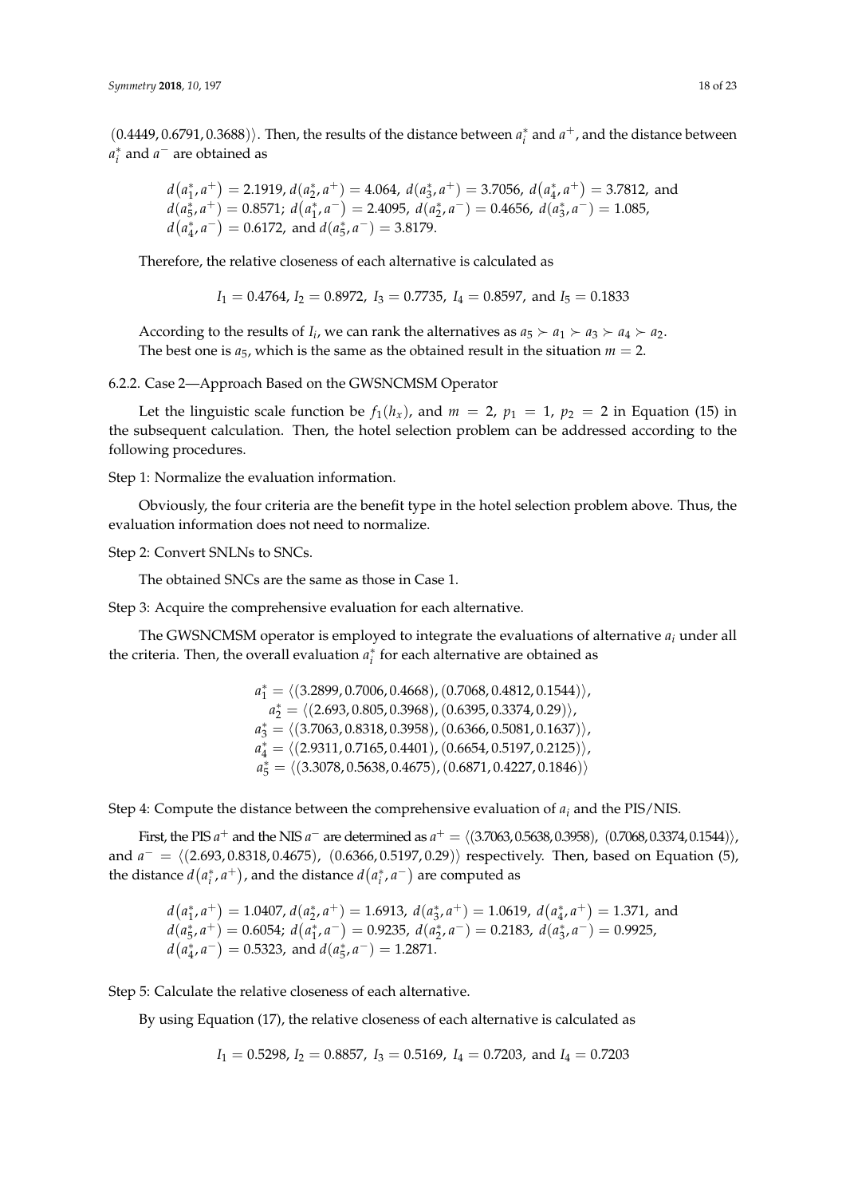$(0.4449, 0.6791, 0.3688)\rangle$. Then, the results of the distance between $a_i^*$ and $a^+$, and the distance between $a_i^*$ and $a^-$ are obtained as

$d(a_1^*, a^+) = 2.1919$, $d(a_2^*, a^+) = 4.064$, $d(a_3^*, a^+) = 3.7056$, $d(a_4^*, a^+) = 3.7812$, and $d(a_5^*, a^+) = 0.8571$; $d(a_1^*, a^-) = 2.4095$, $d(a_2^*, a^-) = 0.4656$, $d(a_3^*, a^-) = 1.085$, $d(a_4^*, a^-) = 0.6172$, and $d(a_5^*, a^-) = 3.8179$.

Therefore, the relative closeness of each alternative is calculated as

$$I_1 = 0.4764,\ I_2 = 0.8972,\ I_3 = 0.7735,\ I_4 = 0.8597, \text{ and } I_5 = 0.1833$$

According to the results of $I_i$, we can rank the alternatives as $a_5 \succ a_1 \succ a_3 \succ a_4 \succ a_2$. The best one is $a_5$, which is the same as the obtained result in the situation $m = 2$.

#### 6.2.2. Case 2—Approach Based on the GWSNCMSM Operator

Let the linguistic scale function be $f_1(h_x)$, and $m = 2$, $p_1 = 1$, $p_2 = 2$ in Equation (15) in the subsequent calculation. Then, the hotel selection problem can be addressed according to the following procedures.

Step 1: Normalize the evaluation information.

Obviously, the four criteria are the benefit type in the hotel selection problem above. Thus, the evaluation information does not need to normalize.

Step 2: Convert SNLNs to SNCs.

The obtained SNCs are the same as those in Case 1.

Step 3: Acquire the comprehensive evaluation for each alternative.

The GWSNCMSM operator is employed to integrate the evaluations of alternative $a_i$ under all the criteria. Then, the overall evaluation $a_i^*$ for each alternative are obtained as

$$a_1^* = \langle(3.2899, 0.7006, 0.4668), (0.7068, 0.4812, 0.1544)\rangle,$$
$$a_2^* = \langle(2.693, 0.805, 0.3968), (0.6395, 0.3374, 0.29)\rangle,$$
$$a_3^* = \langle(3.7063, 0.8318, 0.3958), (0.6366, 0.5081, 0.1637)\rangle,$$
$$a_4^* = \langle(2.9311, 0.7165, 0.4401), (0.6654, 0.5197, 0.2125)\rangle,$$
$$a_5^* = \langle(3.3078, 0.5638, 0.4675), (0.6871, 0.4227, 0.1846)\rangle$$

Step 4: Compute the distance between the comprehensive evaluation of $a_i$ and the PIS/NIS.

First, the PIS $a^+$ and the NIS $a^-$ are determined as $a^+ = \langle(3.7063, 0.5638, 0.3958), (0.7068, 0.3374, 0.1544)\rangle$, and $a^- = \langle(2.693, 0.8318, 0.4675), (0.6366, 0.5197, 0.29)\rangle$ respectively. Then, based on Equation (5), the distance $d(a_i^*, a^+)$, and the distance $d(a_i^*, a^-)$ are computed as

$d(a_1^*, a^+) = 1.0407$, $d(a_2^*, a^+) = 1.6913$, $d(a_3^*, a^+) = 1.0619$, $d(a_4^*, a^+) = 1.371$, and $d(a_5^*, a^+) = 0.6054$; $d(a_1^*, a^-) = 0.9235$, $d(a_2^*, a^-) = 0.2183$, $d(a_3^*, a^-) = 0.9925$, $d(a_4^*, a^-) = 0.5323$, and $d(a_5^*, a^-) = 1.2871$.

Step 5: Calculate the relative closeness of each alternative.

By using Equation (17), the relative closeness of each alternative is calculated as

$$I_1 = 0.5298,\ I_2 = 0.8857,\ I_3 = 0.5169,\ I_4 = 0.7203, \text{ and } I_4 = 0.7203$$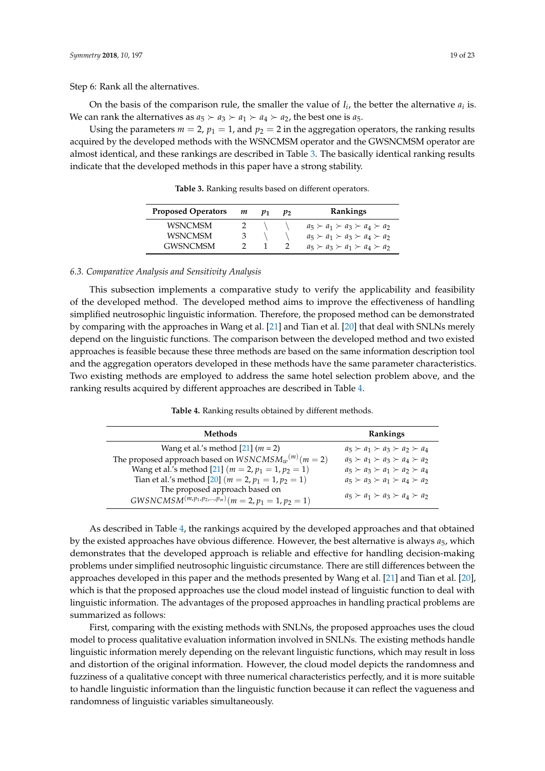Step 6: Rank all the alternatives.

On the basis of the comparison rule, the smaller the value of $I_i$, the better the alternative $a_i$ is. We can rank the alternatives as $a_5 \succ a_3 \succ a_1 \succ a_4 \succ a_2$, the best one is $a_5$.

Using the parameters $m = 2$, $p_1 = 1$, and $p_2 = 2$ in the aggregation operators, the ranking results acquired by the developed methods with the WSNCMSM operator and the GWSNCMSM operator are almost identical, and these rankings are described in Table 3. The basically identical ranking results indicate that the developed methods in this paper have a strong stability.

**Table 3.** Ranking results based on different operators.

| Proposed Operators | $m$ | $p_1$ | $p_2$ | Rankings |
|---|---|---|---|---|
| WSNCMSM | 2 | \ | \ | $a_5 \succ a_1 \succ a_3 \succ a_4 \succ a_2$ |
| WSNCMSM | 3 | \ | \ | $a_5 \succ a_1 \succ a_3 \succ a_4 \succ a_2$ |
| GWSNCMSM | 2 | 1 | 2 | $a_5 \succ a_3 \succ a_1 \succ a_4 \succ a_2$ |

### 6.3. Comparative Analysis and Sensitivity Analysis

This subsection implements a comparative study to verify the applicability and feasibility of the developed method. The developed method aims to improve the effectiveness of handling simplified neutrosophic linguistic information. Therefore, the proposed method can be demonstrated by comparing with the approaches in Wang et al. [21] and Tian et al. [20] that deal with SNLNs merely depend on the linguistic functions. The comparison between the developed method and two existed approaches is feasible because these three methods are based on the same information description tool and the aggregation operators developed in these methods have the same parameter characteristics. Two existing methods are employed to address the same hotel selection problem above, and the ranking results acquired by different approaches are described in Table 4.

**Table 4.** Ranking results obtained by different methods.

| Methods | Rankings |
|---|---|
| Wang et al.'s method [21] ($m = 2$) | $a_5 \succ a_1 \succ a_3 \succ a_2 \succ a_4$ |
| The proposed approach based on $WSNCMSM_w{}^{(m)} (m = 2)$ | $a_5 \succ a_1 \succ a_3 \succ a_4 \succ a_2$ |
| Wang et al.'s method [21] $(m = 2, p_1 = 1, p_2 = 1)$ | $a_5 \succ a_3 \succ a_1 \succ a_2 \succ a_4$ |
| Tian et al.'s method [20] $(m = 2, p_1 = 1, p_2 = 1)$ | $a_5 \succ a_3 \succ a_1 \succ a_4 \succ a_2$ |
| The proposed approach based on $GWSNCMSM^{(m,p_1,p_2,\ldots,p_m)} (m = 2, p_1 = 1, p_2 = 1)$ | $a_5 \succ a_1 \succ a_3 \succ a_4 \succ a_2$ |

As described in Table 4, the rankings acquired by the developed approaches and that obtained by the existed approaches have obvious difference. However, the best alternative is always $a_5$, which demonstrates that the developed approach is reliable and effective for handling decision-making problems under simplified neutrosophic linguistic circumstance. There are still differences between the approaches developed in this paper and the methods presented by Wang et al. [21] and Tian et al. [20], which is that the proposed approaches use the cloud model instead of linguistic function to deal with linguistic information. The advantages of the proposed approaches in handling practical problems are summarized as follows:

First, comparing with the existing methods with SNLNs, the proposed approaches uses the cloud model to process qualitative evaluation information involved in SNLNs. The existing methods handle linguistic information merely depending on the relevant linguistic functions, which may result in loss and distortion of the original information. However, the cloud model depicts the randomness and fuzziness of a qualitative concept with three numerical characteristics perfectly, and it is more suitable to handle linguistic information than the linguistic function because it can reflect the vagueness and randomness of linguistic variables simultaneously.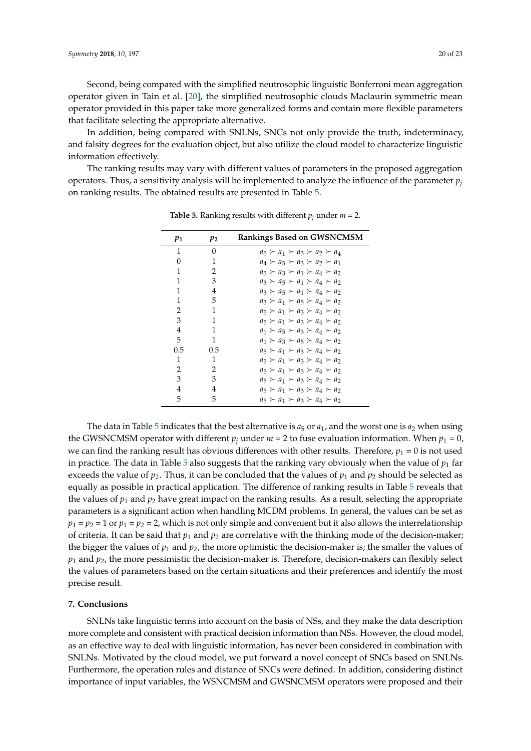Second, being compared with the simplified neutrosophic linguistic Bonferroni mean aggregation operator given in Tain et al. [20], the simplified neutrosophic clouds Maclaurin symmetric mean operator provided in this paper take more generalized forms and contain more flexible parameters that facilitate selecting the appropriate alternative.

In addition, being compared with SNLNs, SNCs not only provide the truth, indeterminacy, and falsity degrees for the evaluation object, but also utilize the cloud model to characterize linguistic information effectively.

The ranking results may vary with different values of parameters in the proposed aggregation operators. Thus, a sensitivity analysis will be implemented to analyze the influence of the parameter $p_j$ on ranking results. The obtained results are presented in Table 5.

**Table 5.** Ranking results with different $p_j$ under $m = 2$.

| $p_1$ | $p_2$ | Rankings Based on GWSNCMSM |
|---|---|---|
| 1 | 0 | $a_5 \succ a_1 \succ a_3 \succ a_2 \succ a_4$ |
| 0 | 1 | $a_4 \succ a_5 \succ a_3 \succ a_2 \succ a_1$ |
| 1 | 2 | $a_5 \succ a_3 \succ a_1 \succ a_4 \succ a_2$ |
| 1 | 3 | $a_3 \succ a_5 \succ a_1 \succ a_4 \succ a_2$ |
| 1 | 4 | $a_3 \succ a_5 \succ a_1 \succ a_4 \succ a_2$ |
| 1 | 5 | $a_3 \succ a_1 \succ a_5 \succ a_4 \succ a_2$ |
| 2 | 1 | $a_5 \succ a_1 \succ a_3 \succ a_4 \succ a_2$ |
| 3 | 1 | $a_5 \succ a_1 \succ a_3 \succ a_4 \succ a_2$ |
| 4 | 1 | $a_1 \succ a_5 \succ a_3 \succ a_4 \succ a_2$ |
| 5 | 1 | $a_1 \succ a_3 \succ a_5 \succ a_4 \succ a_2$ |
| 0.5 | 0.5 | $a_5 \succ a_1 \succ a_3 \succ a_4 \succ a_2$ |
| 1 | 1 | $a_5 \succ a_1 \succ a_3 \succ a_4 \succ a_2$ |
| 2 | 2 | $a_5 \succ a_1 \succ a_3 \succ a_4 \succ a_2$ |
| 3 | 3 | $a_5 \succ a_1 \succ a_3 \succ a_4 \succ a_2$ |
| 4 | 4 | $a_5 \succ a_1 \succ a_3 \succ a_4 \succ a_2$ |
| 5 | 5 | $a_5 \succ a_1 \succ a_3 \succ a_4 \succ a_2$ |

The data in Table 5 indicates that the best alternative is $a_5$ or $a_1$, and the worst one is $a_2$ when using the GWSNCMSM operator with different $p_j$ under $m = 2$ to fuse evaluation information. When $p_1 = 0$, we can find the ranking result has obvious differences with other results. Therefore, $p_1 = 0$ is not used in practice. The data in Table 5 also suggests that the ranking vary obviously when the value of $p_1$ far exceeds the value of $p_2$. Thus, it can be concluded that the values of $p_1$ and $p_2$ should be selected as equally as possible in practical application. The difference of ranking results in Table 5 reveals that the values of $p_1$ and $p_2$ have great impact on the ranking results. As a result, selecting the appropriate parameters is a significant action when handling MCDM problems. In general, the values can be set as $p_1 = p_2 = 1$ or $p_1 = p_2 = 2$, which is not only simple and convenient but it also allows the interrelationship of criteria. It can be said that $p_1$ and $p_2$ are correlative with the thinking mode of the decision-maker; the bigger the values of $p_1$ and $p_2$, the more optimistic the decision-maker is; the smaller the values of $p_1$ and $p_2$, the more pessimistic the decision-maker is. Therefore, decision-makers can flexibly select the values of parameters based on the certain situations and their preferences and identify the most precise result.

## 7. Conclusions

SNLNs take linguistic terms into account on the basis of NSs, and they make the data description more complete and consistent with practical decision information than NSs. However, the cloud model, as an effective way to deal with linguistic information, has never been considered in combination with SNLNs. Motivated by the cloud model, we put forward a novel concept of SNCs based on SNLNs. Furthermore, the operation rules and distance of SNCs were defined. In addition, considering distinct importance of input variables, the WSNCMSM and GWSNCMSM operators were proposed and their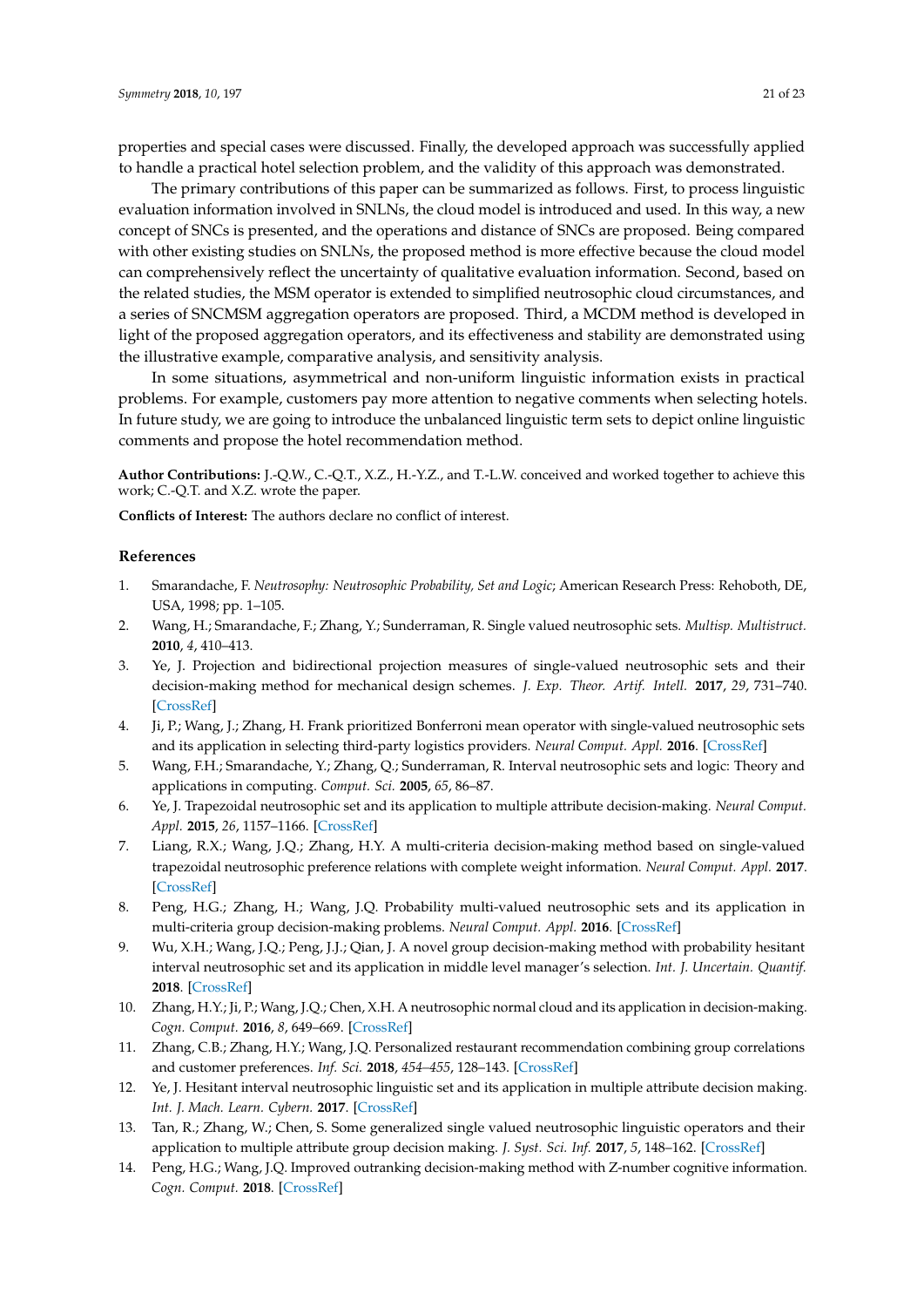properties and special cases were discussed. Finally, the developed approach was successfully applied to handle a practical hotel selection problem, and the validity of this approach was demonstrated.

The primary contributions of this paper can be summarized as follows. First, to process linguistic evaluation information involved in SNLNs, the cloud model is introduced and used. In this way, a new concept of SNCs is presented, and the operations and distance of SNCs are proposed. Being compared with other existing studies on SNLNs, the proposed method is more effective because the cloud model can comprehensively reflect the uncertainty of qualitative evaluation information. Second, based on the related studies, the MSM operator is extended to simplified neutrosophic cloud circumstances, and a series of SNCMSM aggregation operators are proposed. Third, a MCDM method is developed in light of the proposed aggregation operators, and its effectiveness and stability are demonstrated using the illustrative example, comparative analysis, and sensitivity analysis.

In some situations, asymmetrical and non-uniform linguistic information exists in practical problems. For example, customers pay more attention to negative comments when selecting hotels. In future study, we are going to introduce the unbalanced linguistic term sets to depict online linguistic comments and propose the hotel recommendation method.

**Author Contributions:** J.-Q.W., C.-Q.T., X.Z., H.-Y.Z., and T.-L.W. conceived and worked together to achieve this work; C.-Q.T. and X.Z. wrote the paper.

**Conflicts of Interest:** The authors declare no conflict of interest.

## References

1. Smarandache, F. *Neutrosophy: Neutrosophic Probability, Set and Logic*; American Research Press: Rehoboth, DE, USA, 1998; pp. 1–105.
2. Wang, H.; Smarandache, F.; Zhang, Y.; Sunderraman, R. Single valued neutrosophic sets. *Multisp. Multistruct.* **2010**, *4*, 410–413.
3. Ye, J. Projection and bidirectional projection measures of single-valued neutrosophic sets and their decision-making method for mechanical design schemes. *J. Exp. Theor. Artif. Intell.* **2017**, *29*, 731–740. [CrossRef]
4. Ji, P.; Wang, J.; Zhang, H. Frank prioritized Bonferroni mean operator with single-valued neutrosophic sets and its application in selecting third-party logistics providers. *Neural Comput. Appl.* **2016**. [CrossRef]
5. Wang, F.H.; Smarandache, Y.; Zhang, Q.; Sunderraman, R. Interval neutrosophic sets and logic: Theory and applications in computing. *Comput. Sci.* **2005**, *65*, 86–87.
6. Ye, J. Trapezoidal neutrosophic set and its application to multiple attribute decision-making. *Neural Comput. Appl.* **2015**, *26*, 1157–1166. [CrossRef]
7. Liang, R.X.; Wang, J.Q.; Zhang, H.Y. A multi-criteria decision-making method based on single-valued trapezoidal neutrosophic preference relations with complete weight information. *Neural Comput. Appl.* **2017**. [CrossRef]
8. Peng, H.G.; Zhang, H.; Wang, J.Q. Probability multi-valued neutrosophic sets and its application in multi-criteria group decision-making problems. *Neural Comput. Appl.* **2016**. [CrossRef]
9. Wu, X.H.; Wang, J.Q.; Peng, J.J.; Qian, J. A novel group decision-making method with probability hesitant interval neutrosophic set and its application in middle level manager's selection. *Int. J. Uncertain. Quantif.* **2018**. [CrossRef]
10. Zhang, H.Y.; Ji, P.; Wang, J.Q.; Chen, X.H. A neutrosophic normal cloud and its application in decision-making. *Cogn. Comput.* **2016**, *8*, 649–669. [CrossRef]
11. Zhang, C.B.; Zhang, H.Y.; Wang, J.Q. Personalized restaurant recommendation combining group correlations and customer preferences. *Inf. Sci.* **2018**, *454–455*, 128–143. [CrossRef]
12. Ye, J. Hesitant interval neutrosophic linguistic set and its application in multiple attribute decision making. *Int. J. Mach. Learn. Cybern.* **2017**. [CrossRef]
13. Tan, R.; Zhang, W.; Chen, S. Some generalized single valued neutrosophic linguistic operators and their application to multiple attribute group decision making. *J. Syst. Sci. Inf.* **2017**, *5*, 148–162. [CrossRef]
14. Peng, H.G.; Wang, J.Q. Improved outranking decision-making method with Z-number cognitive information. *Cogn. Comput.* **2018**. [CrossRef]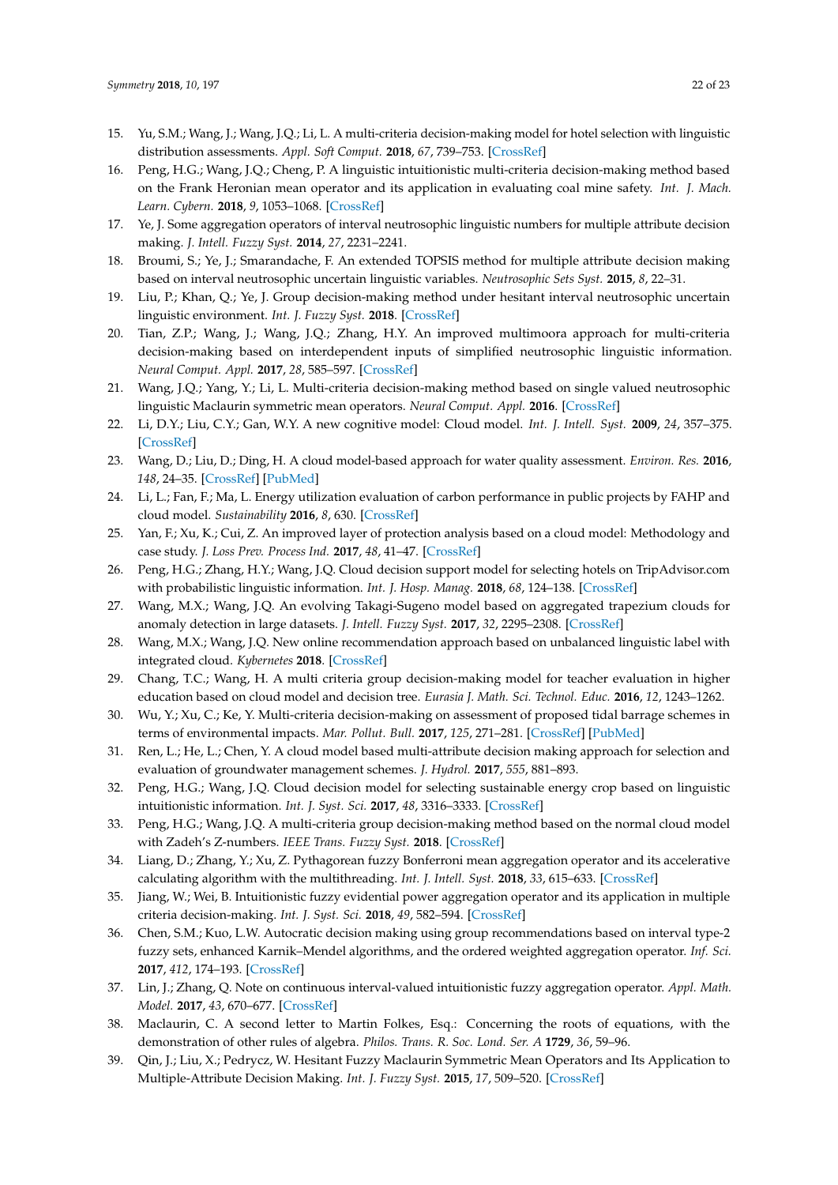15. Yu, S.M.; Wang, J.; Wang, J.Q.; Li, L. A multi-criteria decision-making model for hotel selection with linguistic distribution assessments. *Appl. Soft Comput.* **2018**, *67*, 739–753. [CrossRef]
16. Peng, H.G.; Wang, J.Q.; Cheng, P. A linguistic intuitionistic multi-criteria decision-making method based on the Frank Heronian mean operator and its application in evaluating coal mine safety. *Int. J. Mach. Learn. Cybern.* **2018**, *9*, 1053–1068. [CrossRef]
17. Ye, J. Some aggregation operators of interval neutrosophic linguistic numbers for multiple attribute decision making. *J. Intell. Fuzzy Syst.* **2014**, *27*, 2231–2241.
18. Broumi, S.; Ye, J.; Smarandache, F. An extended TOPSIS method for multiple attribute decision making based on interval neutrosophic uncertain linguistic variables. *Neutrosophic Sets Syst.* **2015**, *8*, 22–31.
19. Liu, P.; Khan, Q.; Ye, J. Group decision-making method under hesitant interval neutrosophic uncertain linguistic environment. *Int. J. Fuzzy Syst.* **2018**. [CrossRef]
20. Tian, Z.P.; Wang, J.; Wang, J.Q.; Zhang, H.Y. An improved multimoora approach for multi-criteria decision-making based on interdependent inputs of simplified neutrosophic linguistic information. *Neural Comput. Appl.* **2017**, *28*, 585–597. [CrossRef]
21. Wang, J.Q.; Yang, Y.; Li, L. Multi-criteria decision-making method based on single valued neutrosophic linguistic Maclaurin symmetric mean operators. *Neural Comput. Appl.* **2016**. [CrossRef]
22. Li, D.Y.; Liu, C.Y.; Gan, W.Y. A new cognitive model: Cloud model. *Int. J. Intell. Syst.* **2009**, *24*, 357–375. [CrossRef]
23. Wang, D.; Liu, D.; Ding, H. A cloud model-based approach for water quality assessment. *Environ. Res.* **2016**, *148*, 24–35. [CrossRef] [PubMed]
24. Li, L.; Fan, F.; Ma, L. Energy utilization evaluation of carbon performance in public projects by FAHP and cloud model. *Sustainability* **2016**, *8*, 630. [CrossRef]
25. Yan, F.; Xu, K.; Cui, Z. An improved layer of protection analysis based on a cloud model: Methodology and case study. *J. Loss Prev. Process Ind.* **2017**, *48*, 41–47. [CrossRef]
26. Peng, H.G.; Zhang, H.Y.; Wang, J.Q. Cloud decision support model for selecting hotels on TripAdvisor.com with probabilistic linguistic information. *Int. J. Hosp. Manag.* **2018**, *68*, 124–138. [CrossRef]
27. Wang, M.X.; Wang, J.Q. An evolving Takagi-Sugeno model based on aggregated trapezium clouds for anomaly detection in large datasets. *J. Intell. Fuzzy Syst.* **2017**, *32*, 2295–2308. [CrossRef]
28. Wang, M.X.; Wang, J.Q. New online recommendation approach based on unbalanced linguistic label with integrated cloud. *Kybernetes* **2018**. [CrossRef]
29. Chang, T.C.; Wang, H. A multi criteria group decision-making model for teacher evaluation in higher education based on cloud model and decision tree. *Eurasia J. Math. Sci. Technol. Educ.* **2016**, *12*, 1243–1262.
30. Wu, Y.; Xu, C.; Ke, Y. Multi-criteria decision-making on assessment of proposed tidal barrage schemes in terms of environmental impacts. *Mar. Pollut. Bull.* **2017**, *125*, 271–281. [CrossRef] [PubMed]
31. Ren, L.; He, L.; Chen, Y. A cloud model based multi-attribute decision making approach for selection and evaluation of groundwater management schemes. *J. Hydrol.* **2017**, *555*, 881–893.
32. Peng, H.G.; Wang, J.Q. Cloud decision model for selecting sustainable energy crop based on linguistic intuitionistic information. *Int. J. Syst. Sci.* **2017**, *48*, 3316–3333. [CrossRef]
33. Peng, H.G.; Wang, J.Q. A multi-criteria group decision-making method based on the normal cloud model with Zadeh's Z-numbers. *IEEE Trans. Fuzzy Syst.* **2018**. [CrossRef]
34. Liang, D.; Zhang, Y.; Xu, Z. Pythagorean fuzzy Bonferroni mean aggregation operator and its accelerative calculating algorithm with the multithreading. *Int. J. Intell. Syst.* **2018**, *33*, 615–633. [CrossRef]
35. Jiang, W.; Wei, B. Intuitionistic fuzzy evidential power aggregation operator and its application in multiple criteria decision-making. *Int. J. Syst. Sci.* **2018**, *49*, 582–594. [CrossRef]
36. Chen, S.M.; Kuo, L.W. Autocratic decision making using group recommendations based on interval type-2 fuzzy sets, enhanced Karnik–Mendel algorithms, and the ordered weighted aggregation operator. *Inf. Sci.* **2017**, *412*, 174–193. [CrossRef]
37. Lin, J.; Zhang, Q. Note on continuous interval-valued intuitionistic fuzzy aggregation operator. *Appl. Math. Model.* **2017**, *43*, 670–677. [CrossRef]
38. Maclaurin, C. A second letter to Martin Folkes, Esq.: Concerning the roots of equations, with the demonstration of other rules of algebra. *Philos. Trans. R. Soc. Lond. Ser. A* **1729**, *36*, 59–96.
39. Qin, J.; Liu, X.; Pedrycz, W. Hesitant Fuzzy Maclaurin Symmetric Mean Operators and Its Application to Multiple-Attribute Decision Making. *Int. J. Fuzzy Syst.* **2015**, *17*, 509–520. [CrossRef]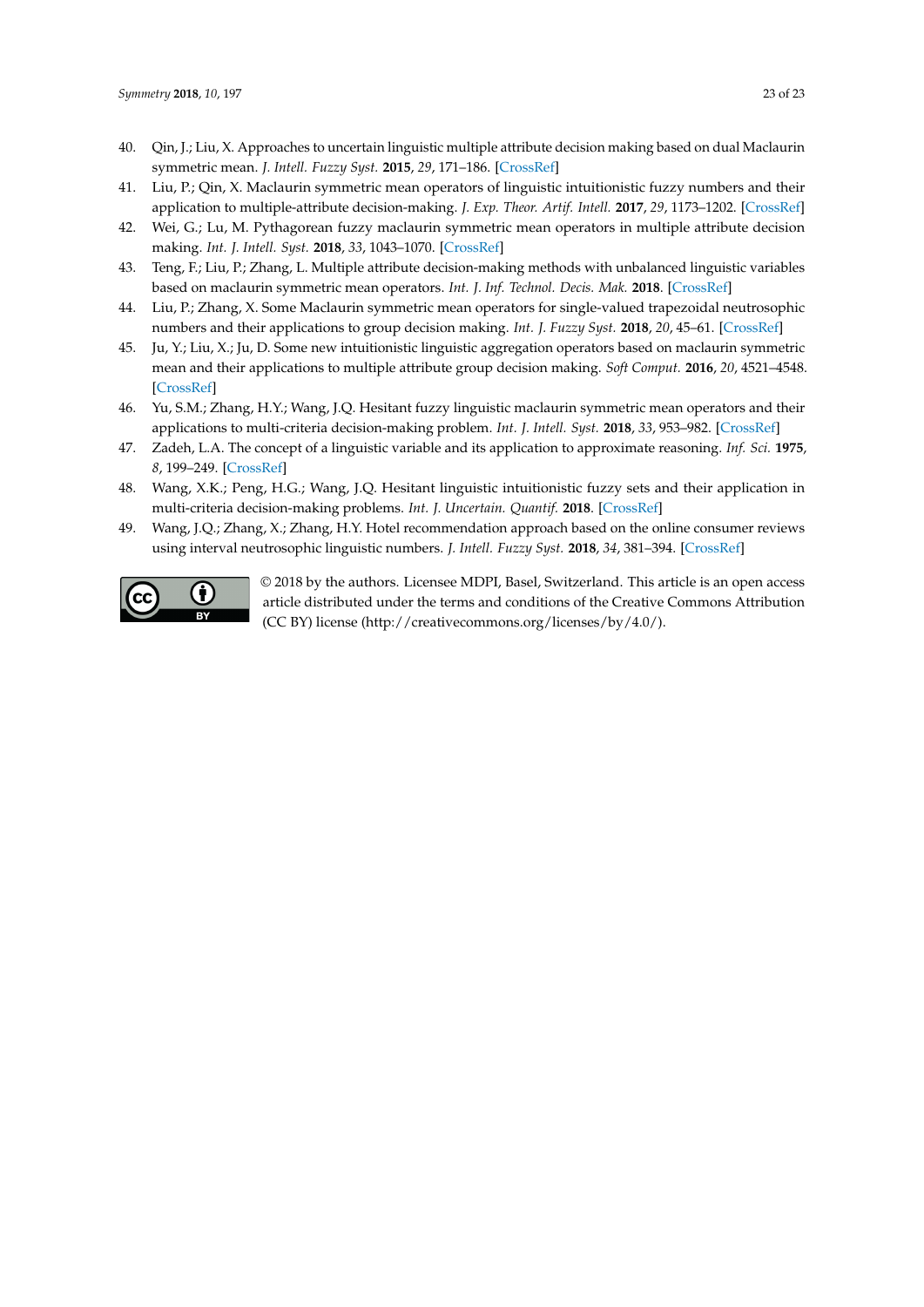40. Qin, J.; Liu, X. Approaches to uncertain linguistic multiple attribute decision making based on dual Maclaurin symmetric mean. *J. Intell. Fuzzy Syst.* **2015**, *29*, 171–186. [CrossRef]
41. Liu, P.; Qin, X. Maclaurin symmetric mean operators of linguistic intuitionistic fuzzy numbers and their application to multiple-attribute decision-making. *J. Exp. Theor. Artif. Intell.* **2017**, *29*, 1173–1202. [CrossRef]
42. Wei, G.; Lu, M. Pythagorean fuzzy maclaurin symmetric mean operators in multiple attribute decision making. *Int. J. Intell. Syst.* **2018**, *33*, 1043–1070. [CrossRef]
43. Teng, F.; Liu, P.; Zhang, L. Multiple attribute decision-making methods with unbalanced linguistic variables based on maclaurin symmetric mean operators. *Int. J. Inf. Technol. Decis. Mak.* **2018**. [CrossRef]
44. Liu, P.; Zhang, X. Some Maclaurin symmetric mean operators for single-valued trapezoidal neutrosophic numbers and their applications to group decision making. *Int. J. Fuzzy Syst.* **2018**, *20*, 45–61. [CrossRef]
45. Ju, Y.; Liu, X.; Ju, D. Some new intuitionistic linguistic aggregation operators based on maclaurin symmetric mean and their applications to multiple attribute group decision making. *Soft Comput.* **2016**, *20*, 4521–4548. [CrossRef]
46. Yu, S.M.; Zhang, H.Y.; Wang, J.Q. Hesitant fuzzy linguistic maclaurin symmetric mean operators and their applications to multi-criteria decision-making problem. *Int. J. Intell. Syst.* **2018**, *33*, 953–982. [CrossRef]
47. Zadeh, L.A. The concept of a linguistic variable and its application to approximate reasoning. *Inf. Sci.* **1975**, *8*, 199–249. [CrossRef]
48. Wang, X.K.; Peng, H.G.; Wang, J.Q. Hesitant linguistic intuitionistic fuzzy sets and their application in multi-criteria decision-making problems. *Int. J. Uncertain. Quantif.* **2018**. [CrossRef]
49. Wang, J.Q.; Zhang, X.; Zhang, H.Y. Hotel recommendation approach based on the online consumer reviews using interval neutrosophic linguistic numbers. *J. Intell. Fuzzy Syst.* **2018**, *34*, 381–394. [CrossRef]

© 2018 by the authors. Licensee MDPI, Basel, Switzerland. This article is an open access article distributed under the terms and conditions of the Creative Commons Attribution (CC BY) license (http://creativecommons.org/licenses/by/4.0/).